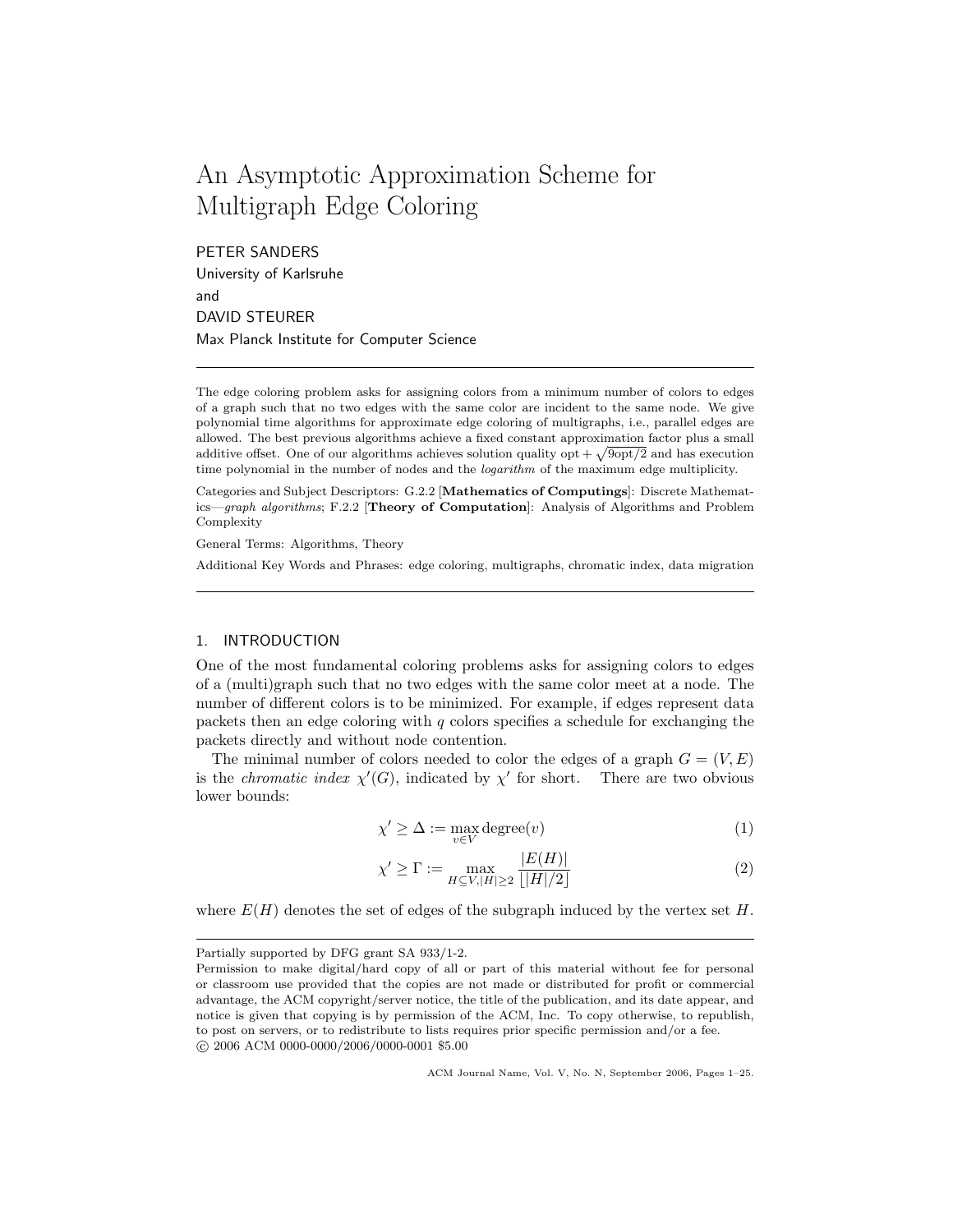# An Asymptotic Approximation Scheme for Multigraph Edge Coloring

PETER SANDERS
University of Karlsruhe
and
DAVID STEURER
Max Planck Institute for Computer Science

The edge coloring problem asks for assigning colors from a minimum number of colors to edges of a graph such that no two edges with the same color are incident to the same node. We give polynomial time algorithms for approximate edge coloring of multigraphs, i.e., parallel edges are allowed. The best previous algorithms achieve a fixed constant approximation factor plus a small additive offset. One of our algorithms achieves solution quality $\text{opt} + \sqrt{9\text{opt}/2}$ and has execution time polynomial in the number of nodes and the *logarithm* of the maximum edge multiplicity.

Categories and Subject Descriptors: G.2.2 [**Mathematics of Computings**]: Discrete Mathematics—*graph algorithms*; F.2.2 [**Theory of Computation**]: Analysis of Algorithms and Problem Complexity

General Terms: Algorithms, Theory

Additional Key Words and Phrases: edge coloring, multigraphs, chromatic index, data migration

## 1. INTRODUCTION

One of the most fundamental coloring problems asks for assigning colors to edges of a (multi)graph such that no two edges with the same color meet at a node. The number of different colors is to be minimized. For example, if edges represent data packets then an edge coloring with $q$ colors specifies a schedule for exchanging the packets directly and without node contention.

The minimal number of colors needed to color the edges of a graph $G = (V, E)$ is the *chromatic index* $\chi'(G)$, indicated by $\chi'$ for short. There are two obvious lower bounds:

$$\chi' \geq \Delta := \max_{v \in V} \text{degree}(v) \tag{1}$$

$$\chi' \geq \Gamma := \max_{H \subseteq V, |H| \geq 2} \frac{|E(H)|}{\lfloor |H|/2 \rfloor} \tag{2}$$

where $E(H)$ denotes the set of edges of the subgraph induced by the vertex set $H$.

---

Partially supported by DFG grant SA 933/1-2.

Permission to make digital/hard copy of all or part of this material without fee for personal or classroom use provided that the copies are not made or distributed for profit or commercial advantage, the ACM copyright/server notice, the title of the publication, and its date appear, and notice is given that copying is by permission of the ACM, Inc. To copy otherwise, to republish, to post on servers, or to redistribute to lists requires prior specific permission and/or a fee.
© 2006 ACM 0000-0000/2006/0000-0001 $5.00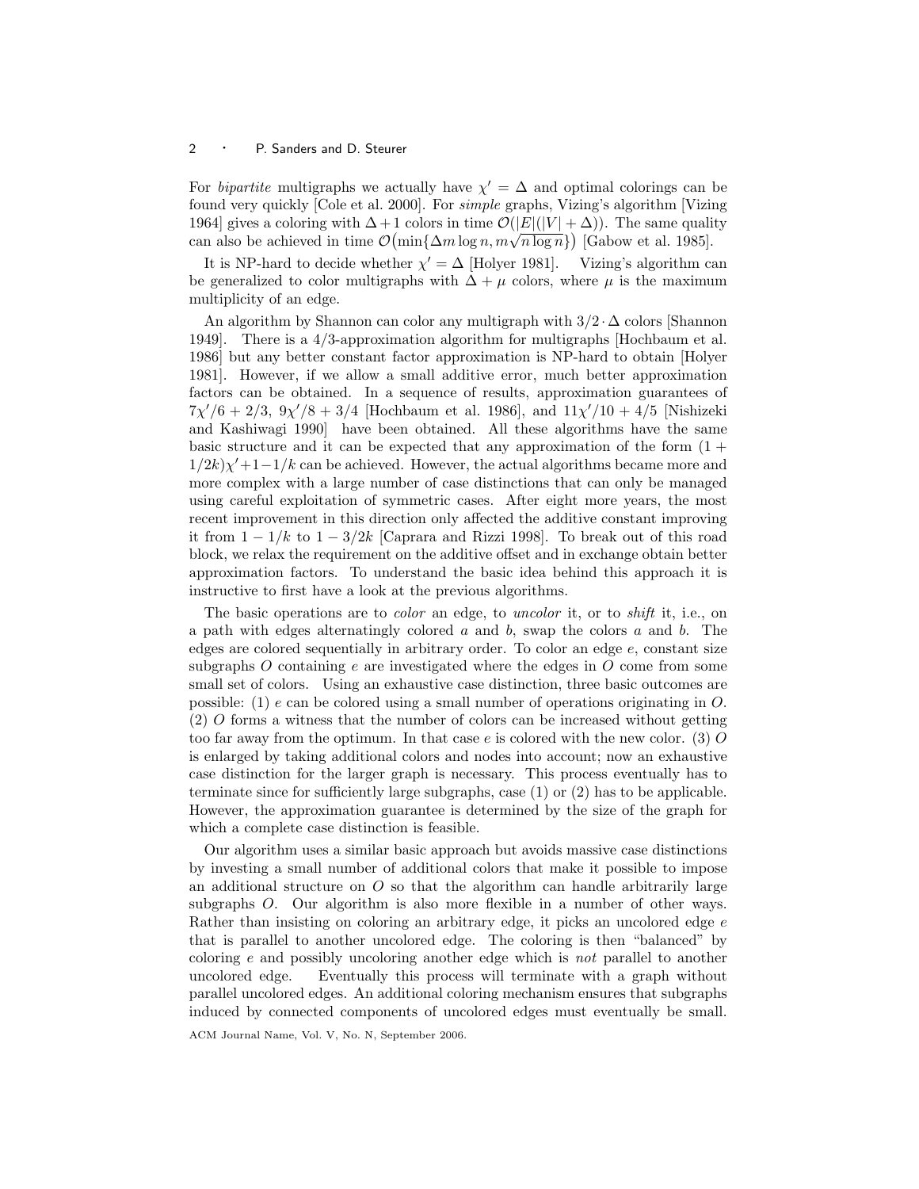For *bipartite* multigraphs we actually have $\chi' = \Delta$ and optimal colorings can be found very quickly [Cole et al. 2000]. For *simple* graphs, Vizing's algorithm [Vizing 1964] gives a coloring with $\Delta+1$ colors in time $\mathcal{O}(|E|(|V|+\Delta))$. The same quality can also be achieved in time $\mathcal{O}\big(\min\{\Delta m \log n, m\sqrt{n \log n}\}\big)$ [Gabow et al. 1985].

It is NP-hard to decide whether $\chi' = \Delta$ [Holyer 1981]. Vizing's algorithm can be generalized to color multigraphs with $\Delta + \mu$ colors, where $\mu$ is the maximum multiplicity of an edge.

An algorithm by Shannon can color any multigraph with $3/2 \cdot \Delta$ colors [Shannon 1949]. There is a 4/3-approximation algorithm for multigraphs [Hochbaum et al. 1986] but any better constant factor approximation is NP-hard to obtain [Holyer 1981]. However, if we allow a small additive error, much better approximation factors can be obtained. In a sequence of results, approximation guarantees of $7\chi'/6 + 2/3$, $9\chi'/8 + 3/4$ [Hochbaum et al. 1986], and $11\chi'/10 + 4/5$ [Nishizeki and Kashiwagi 1990] have been obtained. All these algorithms have the same basic structure and it can be expected that any approximation of the form $(1 + 1/2k)\chi' + 1 - 1/k$ can be achieved. However, the actual algorithms became more and more complex with a large number of case distinctions that can only be managed using careful exploitation of symmetric cases. After eight more years, the most recent improvement in this direction only affected the additive constant improving it from $1 - 1/k$ to $1 - 3/2k$ [Caprara and Rizzi 1998]. To break out of this road block, we relax the requirement on the additive offset and in exchange obtain better approximation factors. To understand the basic idea behind this approach it is instructive to first have a look at the previous algorithms.

The basic operations are to *color* an edge, to *uncolor* it, or to *shift* it, i.e., on a path with edges alternatingly colored $a$ and $b$, swap the colors $a$ and $b$. The edges are colored sequentially in arbitrary order. To color an edge $e$, constant size subgraphs $O$ containing $e$ are investigated where the edges in $O$ come from some small set of colors. Using an exhaustive case distinction, three basic outcomes are possible: (1) $e$ can be colored using a small number of operations originating in $O$. (2) $O$ forms a witness that the number of colors can be increased without getting too far away from the optimum. In that case $e$ is colored with the new color. (3) $O$ is enlarged by taking additional colors and nodes into account; now an exhaustive case distinction for the larger graph is necessary. This process eventually has to terminate since for sufficiently large subgraphs, case (1) or (2) has to be applicable. However, the approximation guarantee is determined by the size of the graph for which a complete case distinction is feasible.

Our algorithm uses a similar basic approach but avoids massive case distinctions by investing a small number of additional colors that make it possible to impose an additional structure on $O$ so that the algorithm can handle arbitrarily large subgraphs $O$. Our algorithm is also more flexible in a number of other ways. Rather than insisting on coloring an arbitrary edge, it picks an uncolored edge $e$ that is parallel to another uncolored edge. The coloring is then "balanced" by coloring $e$ and possibly uncoloring another edge which is *not* parallel to another uncolored edge. Eventually this process will terminate with a graph without parallel uncolored edges. An additional coloring mechanism ensures that subgraphs induced by connected components of uncolored edges must eventually be small.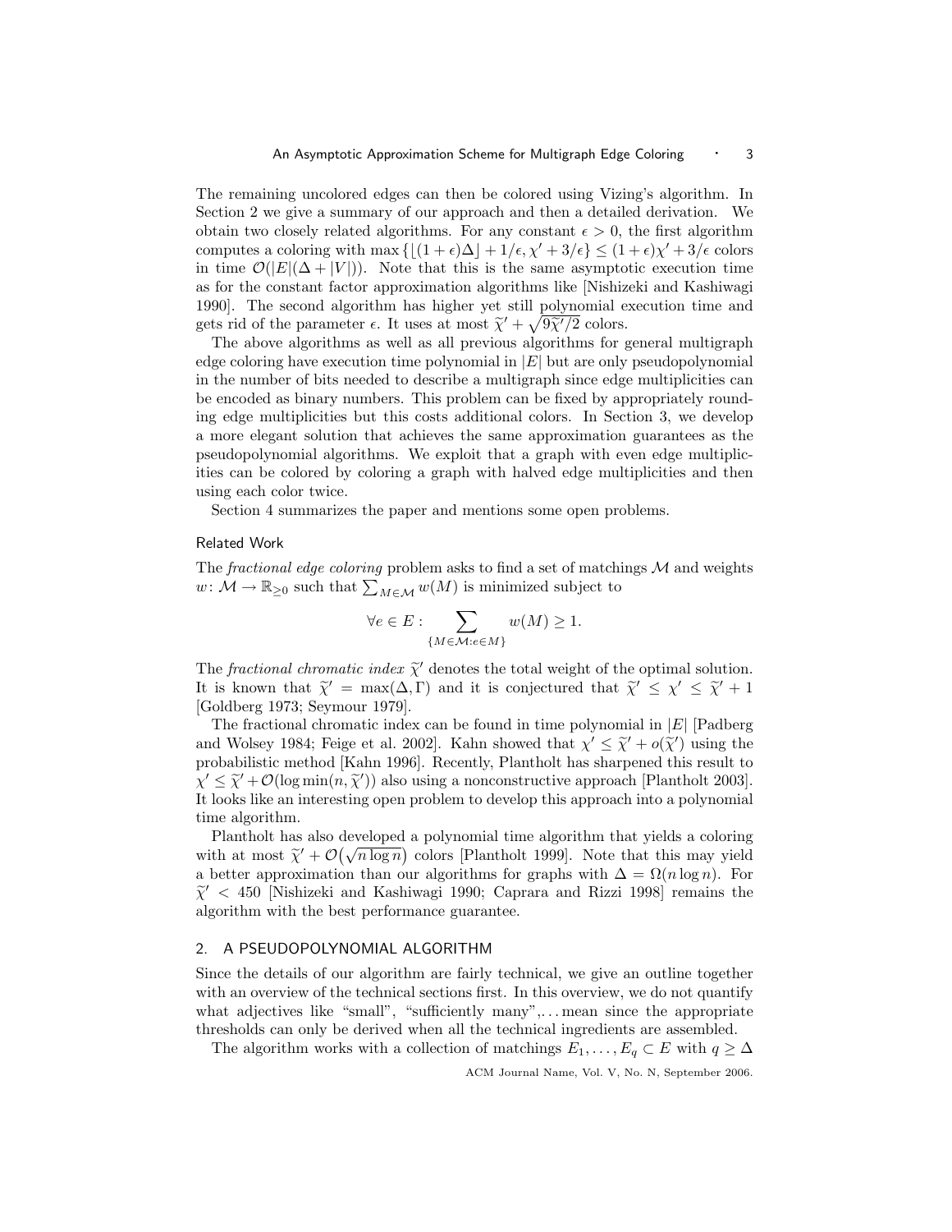The remaining uncolored edges can then be colored using Vizing's algorithm. In Section 2 we give a summary of our approach and then a detailed derivation. We obtain two closely related algorithms. For any constant $\epsilon > 0$, the first algorithm computes a coloring with $\max\{\lfloor(1+\epsilon)\Delta\rfloor + 1/\epsilon, \chi' + 3/\epsilon\} \leq (1+\epsilon)\chi' + 3/\epsilon$ colors in time $\mathcal{O}(|E|(\Delta + |V|))$. Note that this is the same asymptotic execution time as for the constant factor approximation algorithms like [Nishizeki and Kashiwagi 1990]. The second algorithm has higher yet still polynomial execution time and gets rid of the parameter $\epsilon$. It uses at most $\widetilde{\chi}' + \sqrt{9\widetilde{\chi}'/2}$ colors.

The above algorithms as well as all previous algorithms for general multigraph edge coloring have execution time polynomial in $|E|$ but are only pseudopolynomial in the number of bits needed to describe a multigraph since edge multiplicities can be encoded as binary numbers. This problem can be fixed by appropriately rounding edge multiplicities but this costs additional colors. In Section 3, we develop a more elegant solution that achieves the same approximation guarantees as the pseudopolynomial algorithms. We exploit that a graph with even edge multiplicities can be colored by coloring a graph with halved edge multiplicities and then using each color twice.

Section 4 summarizes the paper and mentions some open problems.

### Related Work

The *fractional edge coloring* problem asks to find a set of matchings $\mathcal{M}$ and weights $w\colon \mathcal{M} \to \mathbb{R}_{\geq 0}$ such that $\sum_{M\in\mathcal{M}} w(M)$ is minimized subject to

$$\forall e \in E : \sum_{\{M\in\mathcal{M}: e\in M\}} w(M) \geq 1.$$

The *fractional chromatic index* $\widetilde{\chi}'$ denotes the total weight of the optimal solution. It is known that $\widetilde{\chi}' = \max(\Delta, \Gamma)$ and it is conjectured that $\widetilde{\chi}' \leq \chi' \leq \widetilde{\chi}' + 1$ [Goldberg 1973; Seymour 1979].

The fractional chromatic index can be found in time polynomial in $|E|$ [Padberg and Wolsey 1984; Feige et al. 2002]. Kahn showed that $\chi' \leq \widetilde{\chi}' + o(\widetilde{\chi}')$ using the probabilistic method [Kahn 1996]. Recently, Plantholt has sharpened this result to $\chi' \leq \widetilde{\chi}' + \mathcal{O}(\log \min(n, \widetilde{\chi}'))$ also using a nonconstructive approach [Plantholt 2003]. It looks like an interesting open problem to develop this approach into a polynomial time algorithm.

Plantholt has also developed a polynomial time algorithm that yields a coloring with at most $\widetilde{\chi}' + \mathcal{O}\big(\sqrt{n \log n}\big)$ colors [Plantholt 1999]. Note that this may yield a better approximation than our algorithms for graphs with $\Delta = \Omega(n \log n)$. For $\widetilde{\chi}' < 450$ [Nishizeki and Kashiwagi 1990; Caprara and Rizzi 1998] remains the algorithm with the best performance guarantee.

## 2. A PSEUDOPOLYNOMIAL ALGORITHM

Since the details of our algorithm are fairly technical, we give an outline together with an overview of the technical sections first. In this overview, we do not quantify what adjectives like "small", "sufficiently many",... mean since the appropriate thresholds can only be derived when all the technical ingredients are assembled.

The algorithm works with a collection of matchings $E_1, \ldots, E_q \subset E$ with $q \geq \Delta$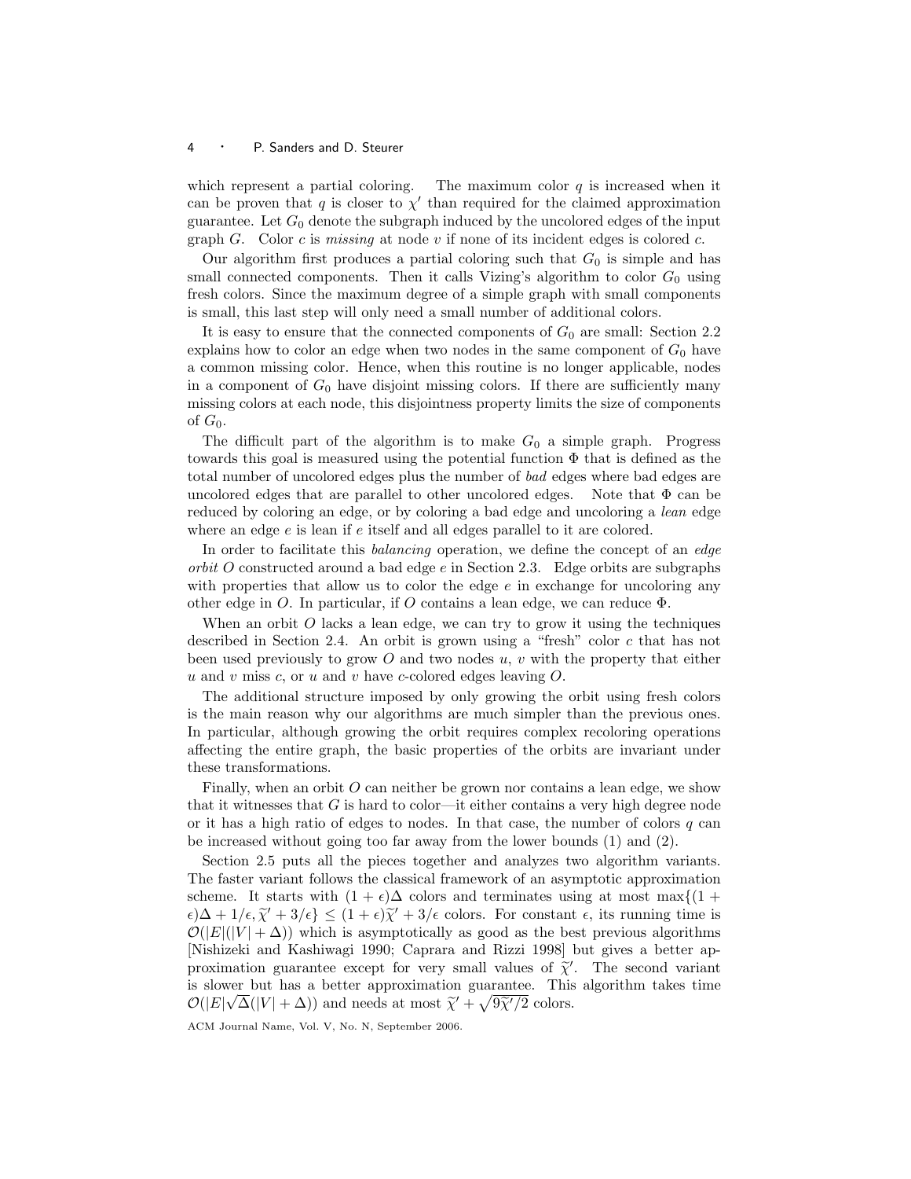which represent a partial coloring. The maximum color $q$ is increased when it can be proven that $q$ is closer to $\chi'$ than required for the claimed approximation guarantee. Let $G_0$ denote the subgraph induced by the uncolored edges of the input graph $G$. Color $c$ is *missing* at node $v$ if none of its incident edges is colored $c$.

Our algorithm first produces a partial coloring such that $G_0$ is simple and has small connected components. Then it calls Vizing's algorithm to color $G_0$ using fresh colors. Since the maximum degree of a simple graph with small components is small, this last step will only need a small number of additional colors.

It is easy to ensure that the connected components of $G_0$ are small: Section 2.2 explains how to color an edge when two nodes in the same component of $G_0$ have a common missing color. Hence, when this routine is no longer applicable, nodes in a component of $G_0$ have disjoint missing colors. If there are sufficiently many missing colors at each node, this disjointness property limits the size of components of $G_0$.

The difficult part of the algorithm is to make $G_0$ a simple graph. Progress towards this goal is measured using the potential function $\Phi$ that is defined as the total number of uncolored edges plus the number of *bad* edges where bad edges are uncolored edges that are parallel to other uncolored edges. Note that $\Phi$ can be reduced by coloring an edge, or by coloring a bad edge and uncoloring a *lean* edge where an edge $e$ is lean if $e$ itself and all edges parallel to it are colored.

In order to facilitate this *balancing* operation, we define the concept of an *edge orbit* $O$ constructed around a bad edge $e$ in Section 2.3. Edge orbits are subgraphs with properties that allow us to color the edge $e$ in exchange for uncoloring any other edge in $O$. In particular, if $O$ contains a lean edge, we can reduce $\Phi$.

When an orbit $O$ lacks a lean edge, we can try to grow it using the techniques described in Section 2.4. An orbit is grown using a "fresh" color $c$ that has not been used previously to grow $O$ and two nodes $u$, $v$ with the property that either $u$ and $v$ miss $c$, or $u$ and $v$ have $c$-colored edges leaving $O$.

The additional structure imposed by only growing the orbit using fresh colors is the main reason why our algorithms are much simpler than the previous ones. In particular, although growing the orbit requires complex recoloring operations affecting the entire graph, the basic properties of the orbits are invariant under these transformations.

Finally, when an orbit $O$ can neither be grown nor contains a lean edge, we show that it witnesses that $G$ is hard to color—it either contains a very high degree node or it has a high ratio of edges to nodes. In that case, the number of colors $q$ can be increased without going too far away from the lower bounds (1) and (2).

Section 2.5 puts all the pieces together and analyzes two algorithm variants. The faster variant follows the classical framework of an asymptotic approximation scheme. It starts with $(1+\epsilon)\Delta$ colors and terminates using at most $\max\{(1+\epsilon)\Delta + 1/\epsilon, \widetilde{\chi}' + 3/\epsilon\} \leq (1+\epsilon)\widetilde{\chi}' + 3/\epsilon$ colors. For constant $\epsilon$, its running time is $\mathcal{O}(|E|(|V| + \Delta))$ which is asymptotically as good as the best previous algorithms [Nishizeki and Kashiwagi 1990; Caprara and Rizzi 1998] but gives a better approximation guarantee except for very small values of $\widetilde{\chi}'$. The second variant is slower but has a better approximation guarantee. This algorithm takes time $\mathcal{O}(|E|\sqrt{\Delta}(|V| + \Delta))$ and needs at most $\widetilde{\chi}' + \sqrt{9\widetilde{\chi}'/2}$ colors.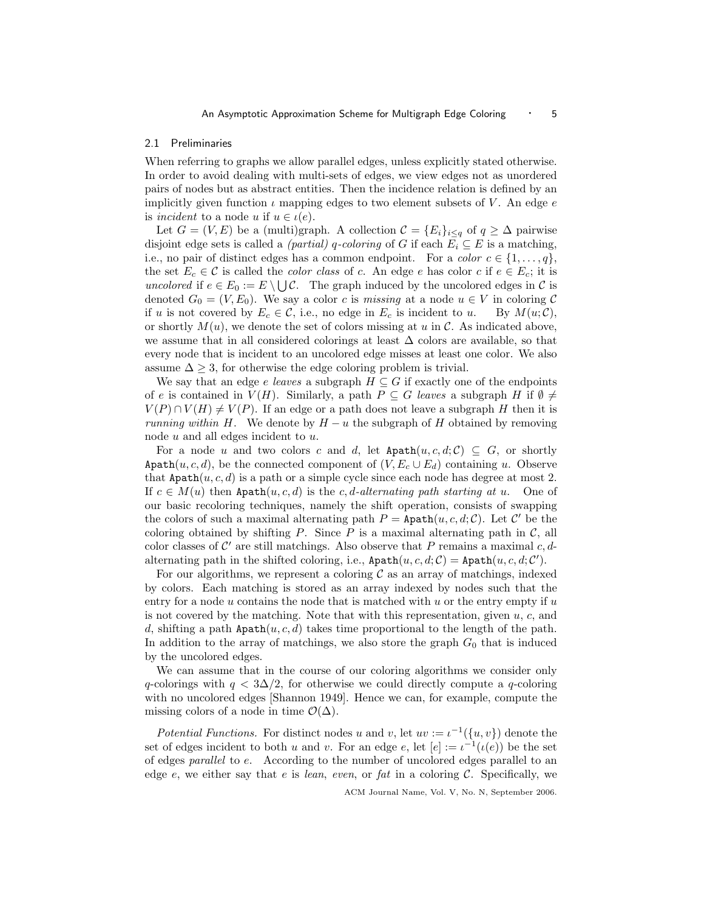## 2.1 Preliminaries

When referring to graphs we allow parallel edges, unless explicitly stated otherwise. In order to avoid dealing with multi-sets of edges, we view edges not as unordered pairs of nodes but as abstract entities. Then the incidence relation is defined by an implicitly given function $\iota$ mapping edges to two element subsets of $V$. An edge $e$ is *incident* to a node $u$ if $u \in \iota(e)$.

Let $G = (V, E)$ be a (multi)graph. A collection $\mathcal{C} = \{E_i\}_{i \leq q}$ of $q \geq \Delta$ pairwise disjoint edge sets is called a *(partial) q-coloring* of $G$ if each $E_i \subseteq E$ is a matching, i.e., no pair of distinct edges has a common endpoint. For a *color* $c \in \{1, \ldots, q\}$, the set $E_c \in \mathcal{C}$ is called the *color class* of $c$. An edge $e$ has color $c$ if $e \in E_c$; it is *uncolored* if $e \in E_0 := E \setminus \bigcup \mathcal{C}$. The graph induced by the uncolored edges in $\mathcal{C}$ is denoted $G_0 = (V, E_0)$. We say a color $c$ is *missing* at a node $u \in V$ in coloring $\mathcal{C}$ if $u$ is not covered by $E_c \in \mathcal{C}$, i.e., no edge in $E_c$ is incident to $u$. By $M(u; \mathcal{C})$, or shortly $M(u)$, we denote the set of colors missing at $u$ in $\mathcal{C}$. As indicated above, we assume that in all considered colorings at least $\Delta$ colors are available, so that every node that is incident to an uncolored edge misses at least one color. We also assume $\Delta \geq 3$, for otherwise the edge coloring problem is trivial.

We say that an edge $e$ *leaves* a subgraph $H \subseteq G$ if exactly one of the endpoints of $e$ is contained in $V(H)$. Similarly, a path $P \subseteq G$ *leaves* a subgraph $H$ if $\emptyset \neq V(P) \cap V(H) \neq V(P)$. If an edge or a path does not leave a subgraph $H$ then it is *running within* $H$. We denote by $H - u$ the subgraph of $H$ obtained by removing node $u$ and all edges incident to $u$.

For a node $u$ and two colors $c$ and $d$, let $\texttt{Apath}(u, c, d; \mathcal{C}) \subseteq G$, or shortly $\texttt{Apath}(u, c, d)$, be the connected component of $(V, E_c \cup E_d)$ containing $u$. Observe that $\texttt{Apath}(u, c, d)$ is a path or a simple cycle since each node has degree at most 2. If $c \in M(u)$ then $\texttt{Apath}(u, c, d)$ is the *c, d-alternating path starting at u*. One of our basic recoloring techniques, namely the shift operation, consists of swapping the colors of such a maximal alternating path $P = \texttt{Apath}(u, c, d; \mathcal{C})$. Let $\mathcal{C}'$ be the coloring obtained by shifting $P$. Since $P$ is a maximal alternating path in $\mathcal{C}$, all color classes of $\mathcal{C}'$ are still matchings. Also observe that $P$ remains a maximal $c, d$-alternating path in the shifted coloring, i.e., $\texttt{Apath}(u, c, d; \mathcal{C}) = \texttt{Apath}(u, c, d; \mathcal{C}')$.

For our algorithms, we represent a coloring $\mathcal{C}$ as an array of matchings, indexed by colors. Each matching is stored as an array indexed by nodes such that the entry for a node $u$ contains the node that is matched with $u$ or the entry empty if $u$ is not covered by the matching. Note that with this representation, given $u$, $c$, and $d$, shifting a path $\texttt{Apath}(u, c, d)$ takes time proportional to the length of the path. In addition to the array of matchings, we also store the graph $G_0$ that is induced by the uncolored edges.

We can assume that in the course of our coloring algorithms we consider only $q$-colorings with $q < 3\Delta/2$, for otherwise we could directly compute a $q$-coloring with no uncolored edges [Shannon 1949]. Hence we can, for example, compute the missing colors of a node in time $\mathcal{O}(\Delta)$.

*Potential Functions.* For distinct nodes $u$ and $v$, let $uv := \iota^{-1}(\{u, v\})$ denote the set of edges incident to both $u$ and $v$. For an edge $e$, let $[e] := \iota^{-1}(\iota(e))$ be the set of edges *parallel* to $e$. According to the number of uncolored edges parallel to an edge $e$, we either say that $e$ is *lean*, *even*, or *fat* in a coloring $\mathcal{C}$. Specifically, we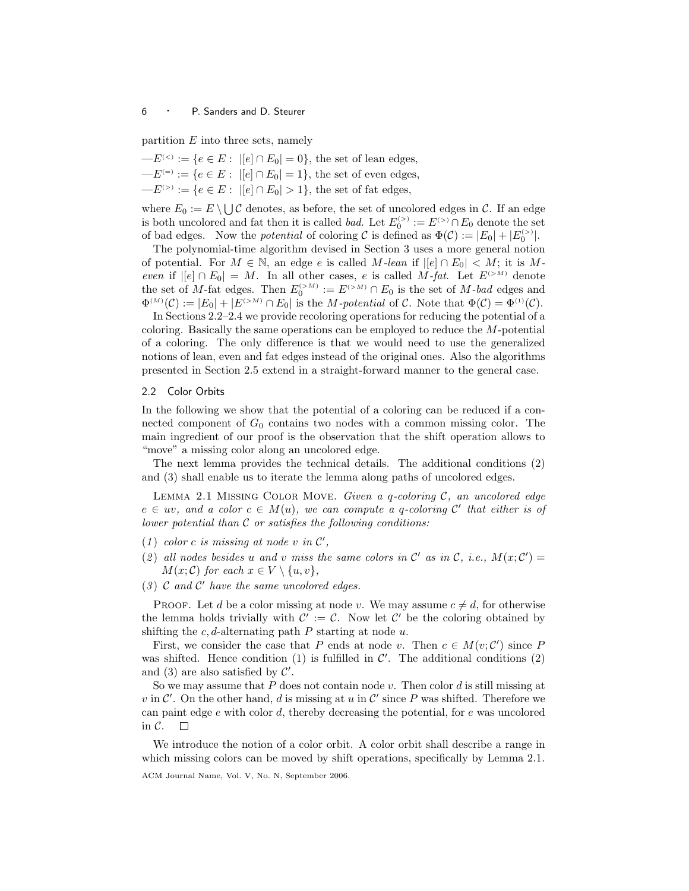partition $E$ into three sets, namely

—$E^{(<)} := \{e \in E : |[e] \cap E_0| = 0\}$, the set of lean edges,
—$E^{(=)} := \{e \in E : |[e] \cap E_0| = 1\}$, the set of even edges,
—$E^{(>)} := \{e \in E : |[e] \cap E_0| > 1\}$, the set of fat edges,

where $E_0 := E \setminus \bigcup \mathcal{C}$ denotes, as before, the set of uncolored edges in $\mathcal{C}$. If an edge is both uncolored and fat then it is called *bad*. Let $E_0^{(>)} := E^{(>)} \cap E_0$ denote the set of bad edges. Now the *potential* of coloring $\mathcal{C}$ is defined as $\Phi(\mathcal{C}) := |E_0| + |E_0^{(>)}|$.

The polynomial-time algorithm devised in Section 3 uses a more general notion of potential. For $M \in \mathbb{N}$, an edge $e$ is called $M$*-lean* if $|[e] \cap E_0| < M$; it is $M$*-even* if $|[e] \cap E_0| = M$. In all other cases, $e$ is called $M$*-fat*. Let $E^{(>M)}$ denote the set of $M$-fat edges. Then $E_0^{(>M)} := E^{(>M)} \cap E_0$ is the set of $M$*-bad* edges and $\Phi^{(M)}(\mathcal{C}) := |E_0| + |E^{(>M)} \cap E_0|$ is the $M$*-potential* of $\mathcal{C}$. Note that $\Phi(\mathcal{C}) = \Phi^{(1)}(\mathcal{C})$.

In Sections 2.2–2.4 we provide recoloring operations for reducing the potential of a coloring. Basically the same operations can be employed to reduce the $M$-potential of a coloring. The only difference is that we would need to use the generalized notions of lean, even and fat edges instead of the original ones. Also the algorithms presented in Section 2.5 extend in a straight-forward manner to the general case.

## 2.2 Color Orbits

In the following we show that the potential of a coloring can be reduced if a connected component of $G_0$ contains two nodes with a common missing color. The main ingredient of our proof is the observation that the shift operation allows to "move" a missing color along an uncolored edge.

The next lemma provides the technical details. The additional conditions (2) and (3) shall enable us to iterate the lemma along paths of uncolored edges.

Lemma 2.1 Missing Color Move. *Given a $q$-coloring $\mathcal{C}$, an uncolored edge $e \in uv$, and a color $c \in M(u)$, we can compute a $q$-coloring $\mathcal{C}'$ that either is of lower potential than $\mathcal{C}$ or satisfies the following conditions:*

(1) *color $c$ is missing at node $v$ in $\mathcal{C}'$,*
(2) *all nodes besides $u$ and $v$ miss the same colors in $\mathcal{C}'$ as in $\mathcal{C}$, i.e., $M(x;\mathcal{C}') = M(x;\mathcal{C})$ for each $x \in V \setminus \{u, v\}$,*
(3) *$\mathcal{C}$ and $\mathcal{C}'$ have the same uncolored edges.*

Proof. Let $d$ be a color missing at node $v$. We may assume $c \neq d$, for otherwise the lemma holds trivially with $\mathcal{C}' := \mathcal{C}$. Now let $\mathcal{C}'$ be the coloring obtained by shifting the $c, d$-alternating path $P$ starting at node $u$.

First, we consider the case that $P$ ends at node $v$. Then $c \in M(v;\mathcal{C}')$ since $P$ was shifted. Hence condition (1) is fulfilled in $\mathcal{C}'$. The additional conditions (2) and (3) are also satisfied by $\mathcal{C}'$.

So we may assume that $P$ does not contain node $v$. Then color $d$ is still missing at $v$ in $\mathcal{C}'$. On the other hand, $d$ is missing at $u$ in $\mathcal{C}'$ since $P$ was shifted. Therefore we can paint edge $e$ with color $d$, thereby decreasing the potential, for $e$ was uncolored in $\mathcal{C}$. □

We introduce the notion of a color orbit. A color orbit shall describe a range in which missing colors can be moved by shift operations, specifically by Lemma 2.1.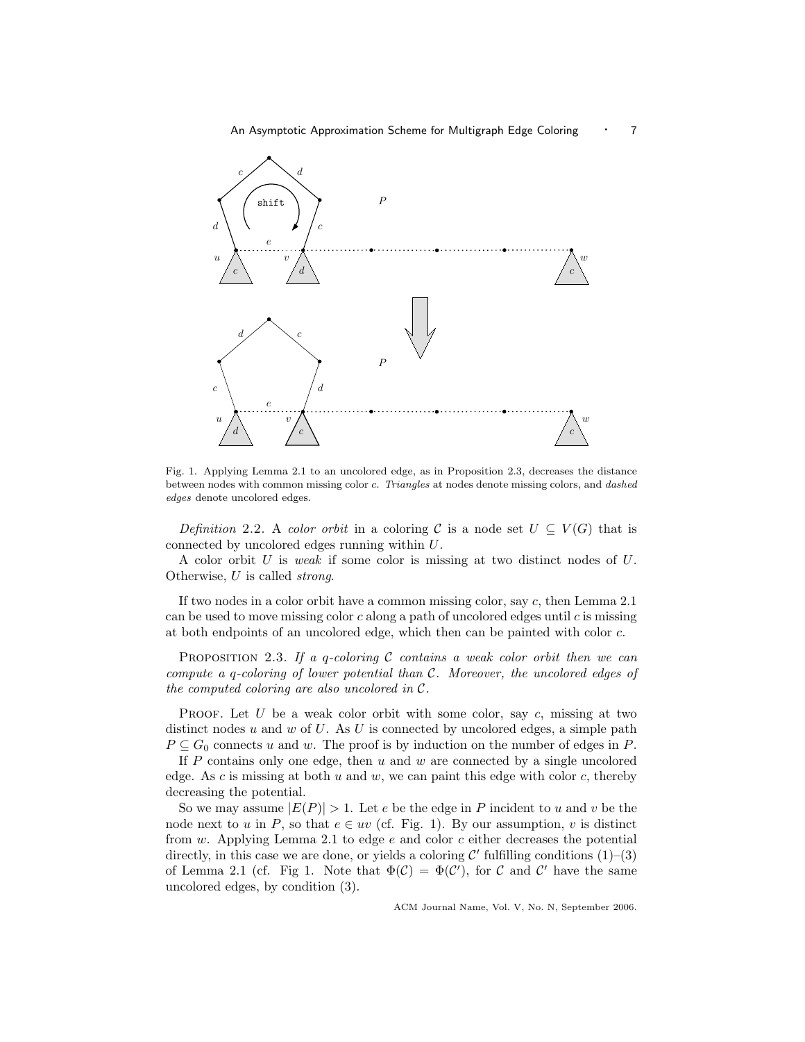Fig. 1. Applying Lemma 2.1 to an uncolored edge, as in Proposition 2.3, decreases the distance between nodes with common missing color $c$. *Triangles* at nodes denote missing colors, and *dashed edges* denote uncolored edges.

*Definition* 2.2. A *color orbit* in a coloring $\mathcal{C}$ is a node set $U \subseteq V(G)$ that is connected by uncolored edges running within $U$.

A color orbit $U$ is *weak* if some color is missing at two distinct nodes of $U$. Otherwise, $U$ is called *strong*.

If two nodes in a color orbit have a common missing color, say $c$, then Lemma 2.1 can be used to move missing color $c$ along a path of uncolored edges until $c$ is missing at both endpoints of an uncolored edge, which then can be painted with color $c$.

PROPOSITION 2.3. *If a $q$-coloring $\mathcal{C}$ contains a weak color orbit then we can compute a $q$-coloring of lower potential than $\mathcal{C}$. Moreover, the uncolored edges of the computed coloring are also uncolored in $\mathcal{C}$.*

PROOF. Let $U$ be a weak color orbit with some color, say $c$, missing at two distinct nodes $u$ and $w$ of $U$. As $U$ is connected by uncolored edges, a simple path $P \subseteq G_0$ connects $u$ and $w$. The proof is by induction on the number of edges in $P$.

If $P$ contains only one edge, then $u$ and $w$ are connected by a single uncolored edge. As $c$ is missing at both $u$ and $w$, we can paint this edge with color $c$, thereby decreasing the potential.

So we may assume $|E(P)| > 1$. Let $e$ be the edge in $P$ incident to $u$ and $v$ be the node next to $u$ in $P$, so that $e \in uv$ (cf. Fig. 1). By our assumption, $v$ is distinct from $w$. Applying Lemma 2.1 to edge $e$ and color $c$ either decreases the potential directly, in this case we are done, or yields a coloring $\mathcal{C}'$ fulfilling conditions (1)–(3) of Lemma 2.1 (cf. Fig 1. Note that $\Phi(\mathcal{C}) = \Phi(\mathcal{C}')$, for $\mathcal{C}$ and $\mathcal{C}'$ have the same uncolored edges, by condition (3).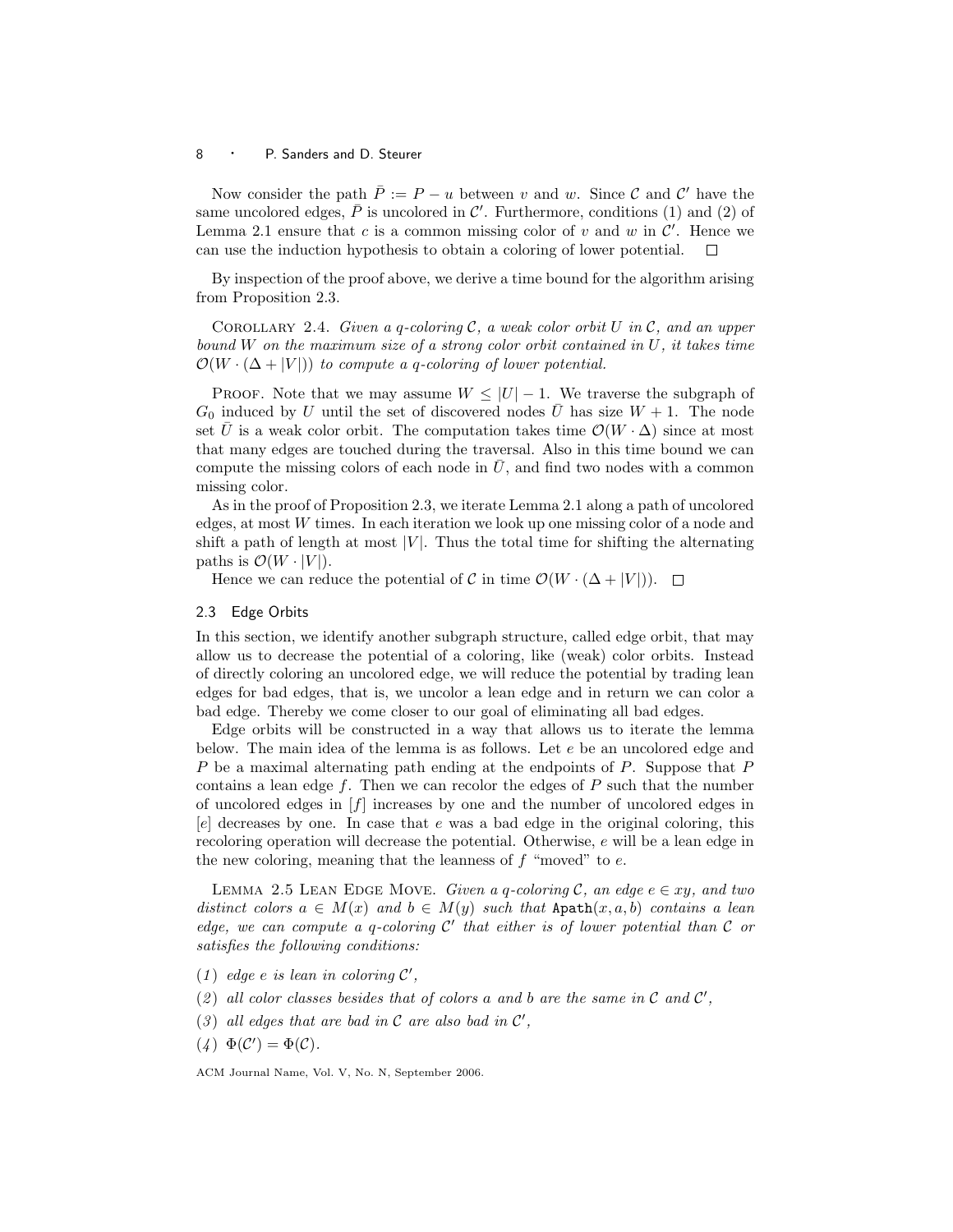Now consider the path $\bar{P} := P - u$ between $v$ and $w$. Since $\mathcal{C}$ and $\mathcal{C}'$ have the same uncolored edges, $\bar{P}$ is uncolored in $\mathcal{C}'$. Furthermore, conditions (1) and (2) of Lemma 2.1 ensure that $c$ is a common missing color of $v$ and $w$ in $\mathcal{C}'$. Hence we can use the induction hypothesis to obtain a coloring of lower potential. □

By inspection of the proof above, we derive a time bound for the algorithm arising from Proposition 2.3.

Corollary 2.4. *Given a $q$-coloring $\mathcal{C}$, a weak color orbit $U$ in $\mathcal{C}$, and an upper bound $W$ on the maximum size of a strong color orbit contained in $U$, it takes time $\mathcal{O}(W \cdot (\Delta + |V|))$ to compute a $q$-coloring of lower potential.*

Proof. Note that we may assume $W \leq |U| - 1$. We traverse the subgraph of $G_0$ induced by $U$ until the set of discovered nodes $\bar{U}$ has size $W + 1$. The node set $\bar{U}$ is a weak color orbit. The computation takes time $\mathcal{O}(W \cdot \Delta)$ since at most that many edges are touched during the traversal. Also in this time bound we can compute the missing colors of each node in $\bar{U}$, and find two nodes with a common missing color.

As in the proof of Proposition 2.3, we iterate Lemma 2.1 along a path of uncolored edges, at most $W$ times. In each iteration we look up one missing color of a node and shift a path of length at most $|V|$. Thus the total time for shifting the alternating paths is $\mathcal{O}(W \cdot |V|)$.

Hence we can reduce the potential of $\mathcal{C}$ in time $\mathcal{O}(W \cdot (\Delta + |V|))$. □

## 2.3 Edge Orbits

In this section, we identify another subgraph structure, called edge orbit, that may allow us to decrease the potential of a coloring, like (weak) color orbits. Instead of directly coloring an uncolored edge, we will reduce the potential by trading lean edges for bad edges, that is, we uncolor a lean edge and in return we can color a bad edge. Thereby we come closer to our goal of eliminating all bad edges.

Edge orbits will be constructed in a way that allows us to iterate the lemma below. The main idea of the lemma is as follows. Let $e$ be an uncolored edge and $P$ be a maximal alternating path ending at the endpoints of $P$. Suppose that $P$ contains a lean edge $f$. Then we can recolor the edges of $P$ such that the number of uncolored edges in $[f]$ increases by one and the number of uncolored edges in $[e]$ decreases by one. In case that $e$ was a bad edge in the original coloring, this recoloring operation will decrease the potential. Otherwise, $e$ will be a lean edge in the new coloring, meaning that the leanness of $f$ "moved" to $e$.

Lemma 2.5 Lean Edge Move. *Given a $q$-coloring $\mathcal{C}$, an edge $e \in xy$, and two distinct colors $a \in M(x)$ and $b \in M(y)$ such that* `Apath`$(x, a, b)$ *contains a lean edge, we can compute a $q$-coloring $\mathcal{C}'$ that either is of lower potential than $\mathcal{C}$ or satisfies the following conditions:*

(1) *edge $e$ is lean in coloring $\mathcal{C}'$,*

(2) *all color classes besides that of colors $a$ and $b$ are the same in $\mathcal{C}$ and $\mathcal{C}'$,*

(3) *all edges that are bad in $\mathcal{C}$ are also bad in $\mathcal{C}'$,*

(4) $\Phi(\mathcal{C}') = \Phi(\mathcal{C})$.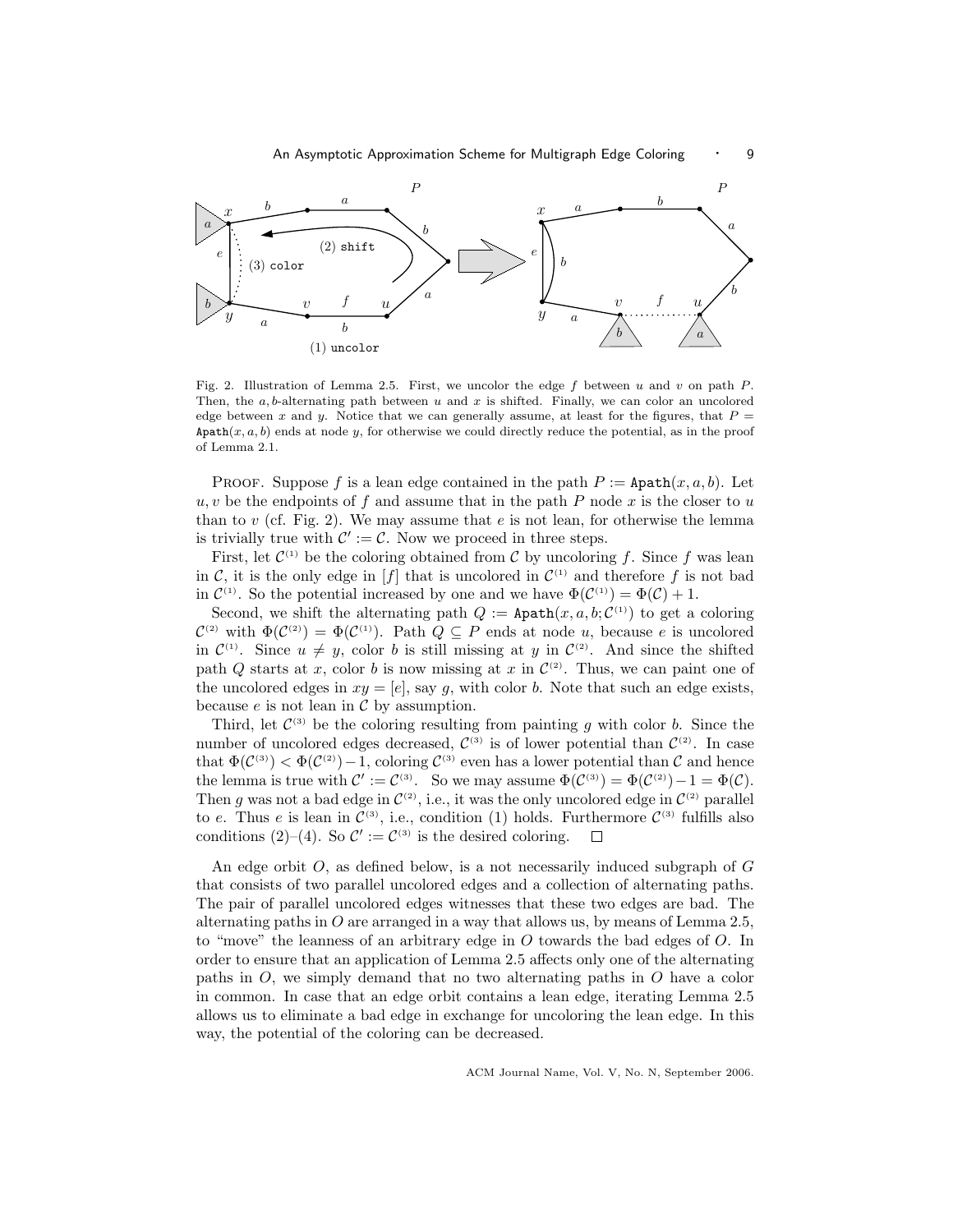Fig. 2. Illustration of Lemma 2.5. First, we uncolor the edge $f$ between $u$ and $v$ on path $P$. Then, the $a, b$-alternating path between $u$ and $x$ is shifted. Finally, we can color an uncolored edge between $x$ and $y$. Notice that we can generally assume, at least for the figures, that $P = \texttt{Apath}(x, a, b)$ ends at node $y$, for otherwise we could directly reduce the potential, as in the proof of Lemma 2.1.

Proof. Suppose $f$ is a lean edge contained in the path $P := \texttt{Apath}(x, a, b)$. Let $u, v$ be the endpoints of $f$ and assume that in the path $P$ node $x$ is the closer to $u$ than to $v$ (cf. Fig. 2). We may assume that $e$ is not lean, for otherwise the lemma is trivially true with $\mathcal{C}' := \mathcal{C}$. Now we proceed in three steps.

First, let $\mathcal{C}^{(1)}$ be the coloring obtained from $\mathcal{C}$ by uncoloring $f$. Since $f$ was lean in $\mathcal{C}$, it is the only edge in $[f]$ that is uncolored in $\mathcal{C}^{(1)}$ and therefore $f$ is not bad in $\mathcal{C}^{(1)}$. So the potential increased by one and we have $\Phi(\mathcal{C}^{(1)}) = \Phi(\mathcal{C}) + 1$.

Second, we shift the alternating path $Q := \texttt{Apath}(x, a, b; \mathcal{C}^{(1)})$ to get a coloring $\mathcal{C}^{(2)}$ with $\Phi(\mathcal{C}^{(2)}) = \Phi(\mathcal{C}^{(1)})$. Path $Q \subseteq P$ ends at node $u$, because $e$ is uncolored in $\mathcal{C}^{(1)}$. Since $u \neq y$, color $b$ is still missing at $y$ in $\mathcal{C}^{(2)}$. And since the shifted path $Q$ starts at $x$, color $b$ is now missing at $x$ in $\mathcal{C}^{(2)}$. Thus, we can paint one of the uncolored edges in $xy = [e]$, say $g$, with color $b$. Note that such an edge exists, because $e$ is not lean in $\mathcal{C}$ by assumption.

Third, let $\mathcal{C}^{(3)}$ be the coloring resulting from painting $g$ with color $b$. Since the number of uncolored edges decreased, $\mathcal{C}^{(3)}$ is of lower potential than $\mathcal{C}^{(2)}$. In case that $\Phi(\mathcal{C}^{(3)}) < \Phi(\mathcal{C}^{(2)}) - 1$, coloring $\mathcal{C}^{(3)}$ even has a lower potential than $\mathcal{C}$ and hence the lemma is true with $\mathcal{C}' := \mathcal{C}^{(3)}$. So we may assume $\Phi(\mathcal{C}^{(3)}) = \Phi(\mathcal{C}^{(2)}) - 1 = \Phi(\mathcal{C})$. Then $g$ was not a bad edge in $\mathcal{C}^{(2)}$, i.e., it was the only uncolored edge in $\mathcal{C}^{(2)}$ parallel to $e$. Thus $e$ is lean in $\mathcal{C}^{(3)}$, i.e., condition (1) holds. Furthermore $\mathcal{C}^{(3)}$ fulfills also conditions (2)–(4). So $\mathcal{C}' := \mathcal{C}^{(3)}$ is the desired coloring. □

An edge orbit $O$, as defined below, is a not necessarily induced subgraph of $G$ that consists of two parallel uncolored edges and a collection of alternating paths. The pair of parallel uncolored edges witnesses that these two edges are bad. The alternating paths in $O$ are arranged in a way that allows us, by means of Lemma 2.5, to "move" the leanness of an arbitrary edge in $O$ towards the bad edges of $O$. In order to ensure that an application of Lemma 2.5 affects only one of the alternating paths in $O$, we simply demand that no two alternating paths in $O$ have a color in common. In case that an edge orbit contains a lean edge, iterating Lemma 2.5 allows us to eliminate a bad edge in exchange for uncoloring the lean edge. In this way, the potential of the coloring can be decreased.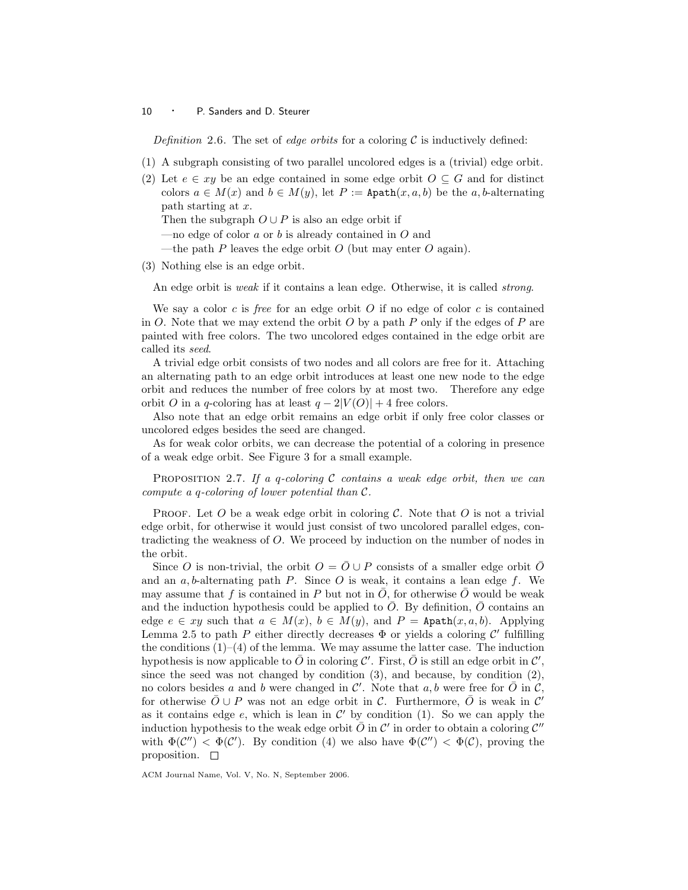*Definition* 2.6. The set of *edge orbits* for a coloring $\mathcal{C}$ is inductively defined:

(1) A subgraph consisting of two parallel uncolored edges is a (trivial) edge orbit.

(2) Let $e \in xy$ be an edge contained in some edge orbit $O \subseteq G$ and for distinct colors $a \in M(x)$ and $b \in M(y)$, let $P := \texttt{Apath}(x, a, b)$ be the $a, b$-alternating path starting at $x$.

Then the subgraph $O \cup P$ is also an edge orbit if

—no edge of color $a$ or $b$ is already contained in $O$ and

—the path $P$ leaves the edge orbit $O$ (but may enter $O$ again).

(3) Nothing else is an edge orbit.

An edge orbit is *weak* if it contains a lean edge. Otherwise, it is called *strong*.

We say a color $c$ is *free* for an edge orbit $O$ if no edge of color $c$ is contained in $O$. Note that we may extend the orbit $O$ by a path $P$ only if the edges of $P$ are painted with free colors. The two uncolored edges contained in the edge orbit are called its *seed*.

A trivial edge orbit consists of two nodes and all colors are free for it. Attaching an alternating path to an edge orbit introduces at least one new node to the edge orbit and reduces the number of free colors by at most two. Therefore any edge orbit $O$ in a $q$-coloring has at least $q - 2|V(O)| + 4$ free colors.

Also note that an edge orbit remains an edge orbit if only free color classes or uncolored edges besides the seed are changed.

As for weak color orbits, we can decrease the potential of a coloring in presence of a weak edge orbit. See Figure 3 for a small example.

Proposition 2.7. *If a $q$-coloring $\mathcal{C}$ contains a weak edge orbit, then we can compute a $q$-coloring of lower potential than $\mathcal{C}$.*

Proof. Let $O$ be a weak edge orbit in coloring $\mathcal{C}$. Note that $O$ is not a trivial edge orbit, for otherwise it would just consist of two uncolored parallel edges, contradicting the weakness of $O$. We proceed by induction on the number of nodes in the orbit.

Since $O$ is non-trivial, the orbit $O = \bar{O} \cup P$ consists of a smaller edge orbit $\bar{O}$ and an $a, b$-alternating path $P$. Since $O$ is weak, it contains a lean edge $f$. We may assume that $f$ is contained in $P$ but not in $\bar{O}$, for otherwise $\bar{O}$ would be weak and the induction hypothesis could be applied to $\bar{O}$. By definition, $\bar{O}$ contains an edge $e \in xy$ such that $a \in M(x)$, $b \in M(y)$, and $P = \texttt{Apath}(x, a, b)$. Applying Lemma 2.5 to path $P$ either directly decreases $\Phi$ or yields a coloring $\mathcal{C}'$ fulfilling the conditions (1)–(4) of the lemma. We may assume the latter case. The induction hypothesis is now applicable to $\bar{O}$ in coloring $\mathcal{C}'$. First, $\bar{O}$ is still an edge orbit in $\mathcal{C}'$, since the seed was not changed by condition (3), and because, by condition (2), no colors besides $a$ and $b$ were changed in $\mathcal{C}'$. Note that $a, b$ were free for $\bar{O}$ in $\mathcal{C}$, for otherwise $\bar{O} \cup P$ was not an edge orbit in $\mathcal{C}$. Furthermore, $\bar{O}$ is weak in $\mathcal{C}'$ as it contains edge $e$, which is lean in $\mathcal{C}'$ by condition (1). So we can apply the induction hypothesis to the weak edge orbit $\bar{O}$ in $\mathcal{C}'$ in order to obtain a coloring $\mathcal{C}''$ with $\Phi(\mathcal{C}'') < \Phi(\mathcal{C}')$. By condition (4) we also have $\Phi(\mathcal{C}'') < \Phi(\mathcal{C})$, proving the proposition. $\square$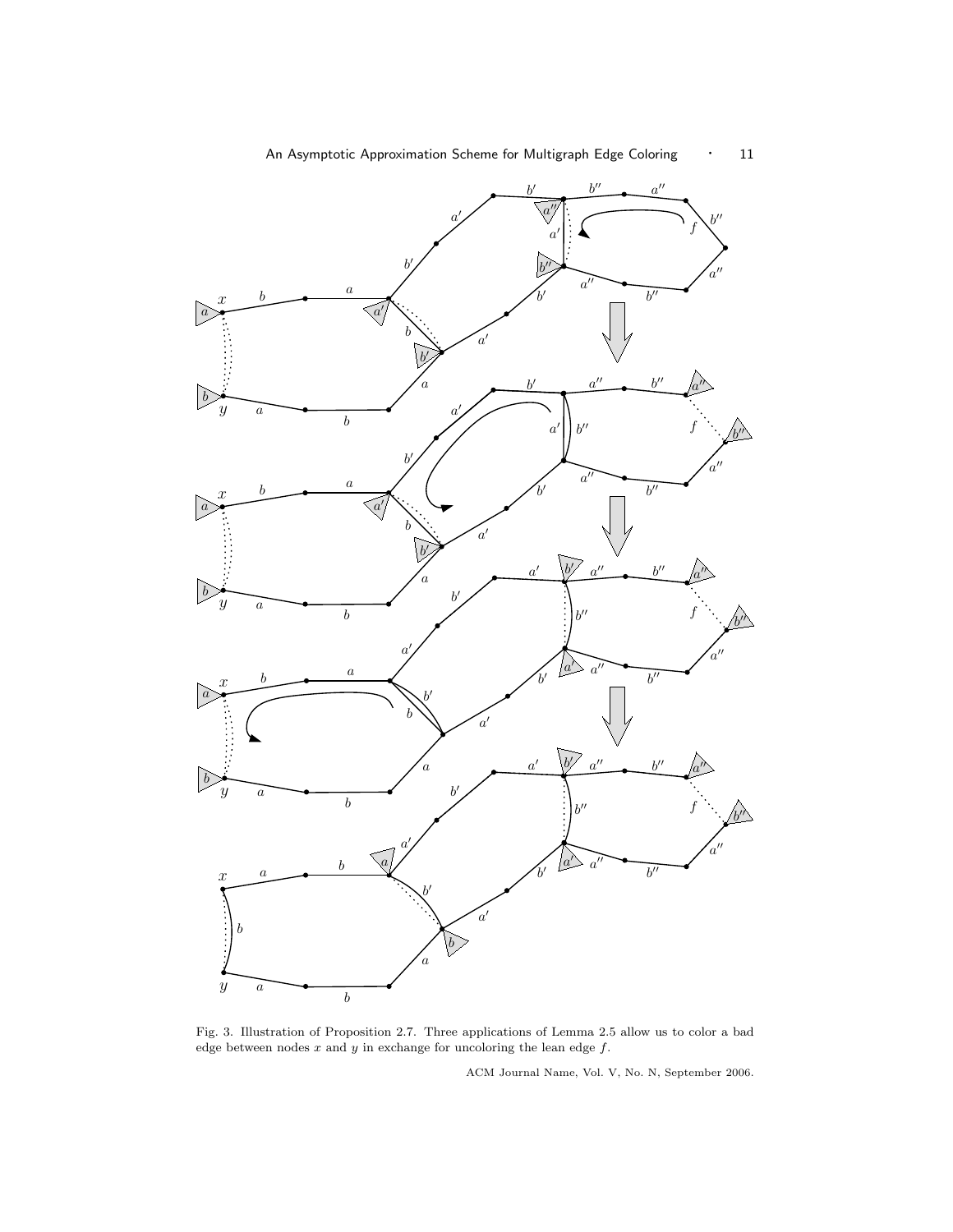Fig. 3. Illustration of Proposition 2.7. Three applications of Lemma 2.5 allow us to color a bad edge between nodes $x$ and $y$ in exchange for uncoloring the lean edge $f$.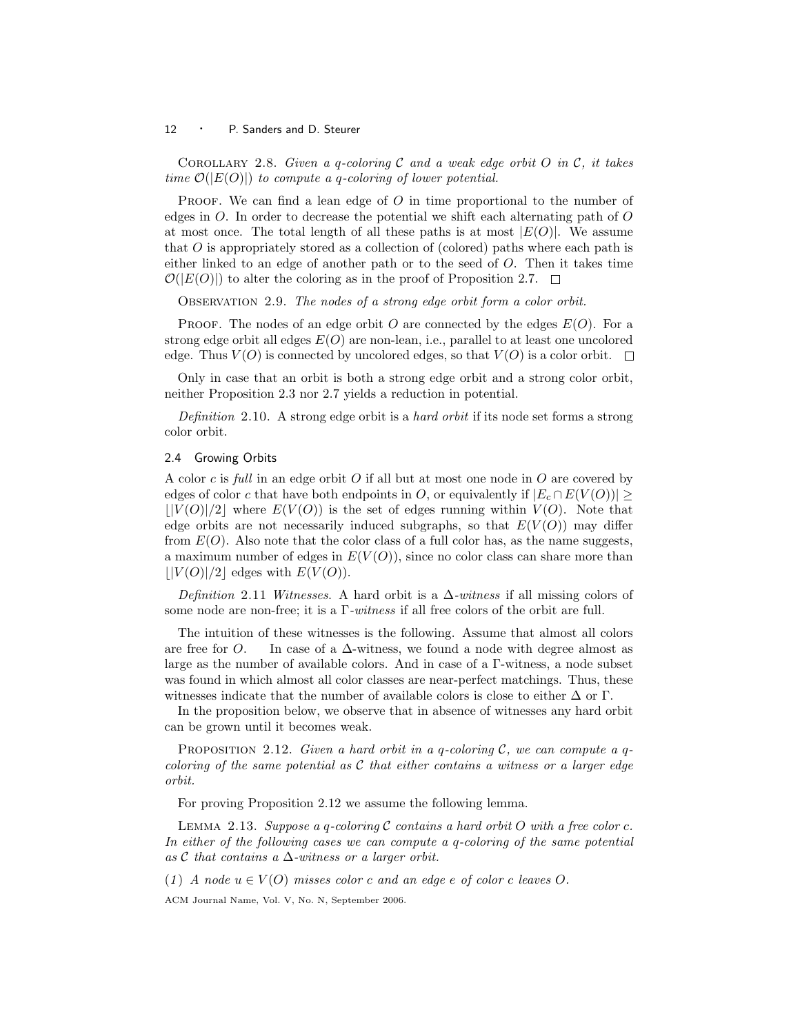Corollary 2.8. *Given a $q$-coloring $\mathcal{C}$ and a weak edge orbit $O$ in $\mathcal{C}$, it takes time $\mathcal{O}(|E(O)|)$ to compute a $q$-coloring of lower potential.*

Proof. We can find a lean edge of $O$ in time proportional to the number of edges in $O$. In order to decrease the potential we shift each alternating path of $O$ at most once. The total length of all these paths is at most $|E(O)|$. We assume that $O$ is appropriately stored as a collection of (colored) paths where each path is either linked to an edge of another path or to the seed of $O$. Then it takes time $\mathcal{O}(|E(O)|)$ to alter the coloring as in the proof of Proposition 2.7. □

Observation 2.9. *The nodes of a strong edge orbit form a color orbit.*

Proof. The nodes of an edge orbit $O$ are connected by the edges $E(O)$. For a strong edge orbit all edges $E(O)$ are non-lean, i.e., parallel to at least one uncolored edge. Thus $V(O)$ is connected by uncolored edges, so that $V(O)$ is a color orbit. □

Only in case that an orbit is both a strong edge orbit and a strong color orbit, neither Proposition 2.3 nor 2.7 yields a reduction in potential.

*Definition* 2.10. A strong edge orbit is a *hard orbit* if its node set forms a strong color orbit.

## 2.4 Growing Orbits

A color $c$ is *full* in an edge orbit $O$ if all but at most one node in $O$ are covered by edges of color $c$ that have both endpoints in $O$, or equivalently if $|E_c \cap E(V(O))| \geq \lfloor |V(O)|/2 \rfloor$ where $E(V(O))$ is the set of edges running within $V(O)$. Note that edge orbits are not necessarily induced subgraphs, so that $E(V(O))$ may differ from $E(O)$. Also note that the color class of a full color has, as the name suggests, a maximum number of edges in $E(V(O))$, since no color class can share more than $\lfloor |V(O)|/2 \rfloor$ edges with $E(V(O))$.

*Definition* 2.11 *Witnesses.* A hard orbit is a $\Delta$-*witness* if all missing colors of some node are non-free; it is a $\Gamma$-*witness* if all free colors of the orbit are full.

The intuition of these witnesses is the following. Assume that almost all colors are free for $O$. In case of a $\Delta$-witness, we found a node with degree almost as large as the number of available colors. And in case of a $\Gamma$-witness, a node subset was found in which almost all color classes are near-perfect matchings. Thus, these witnesses indicate that the number of available colors is close to either $\Delta$ or $\Gamma$.

In the proposition below, we observe that in absence of witnesses any hard orbit can be grown until it becomes weak.

Proposition 2.12. *Given a hard orbit in a $q$-coloring $\mathcal{C}$, we can compute a $q$-coloring of the same potential as $\mathcal{C}$ that either contains a witness or a larger edge orbit.*

For proving Proposition 2.12 we assume the following lemma.

Lemma 2.13. *Suppose a $q$-coloring $\mathcal{C}$ contains a hard orbit $O$ with a free color $c$. In either of the following cases we can compute a $q$-coloring of the same potential as $\mathcal{C}$ that contains a $\Delta$-witness or a larger orbit.*

*(1) A node $u \in V(O)$ misses color $c$ and an edge $e$ of color $c$ leaves $O$.*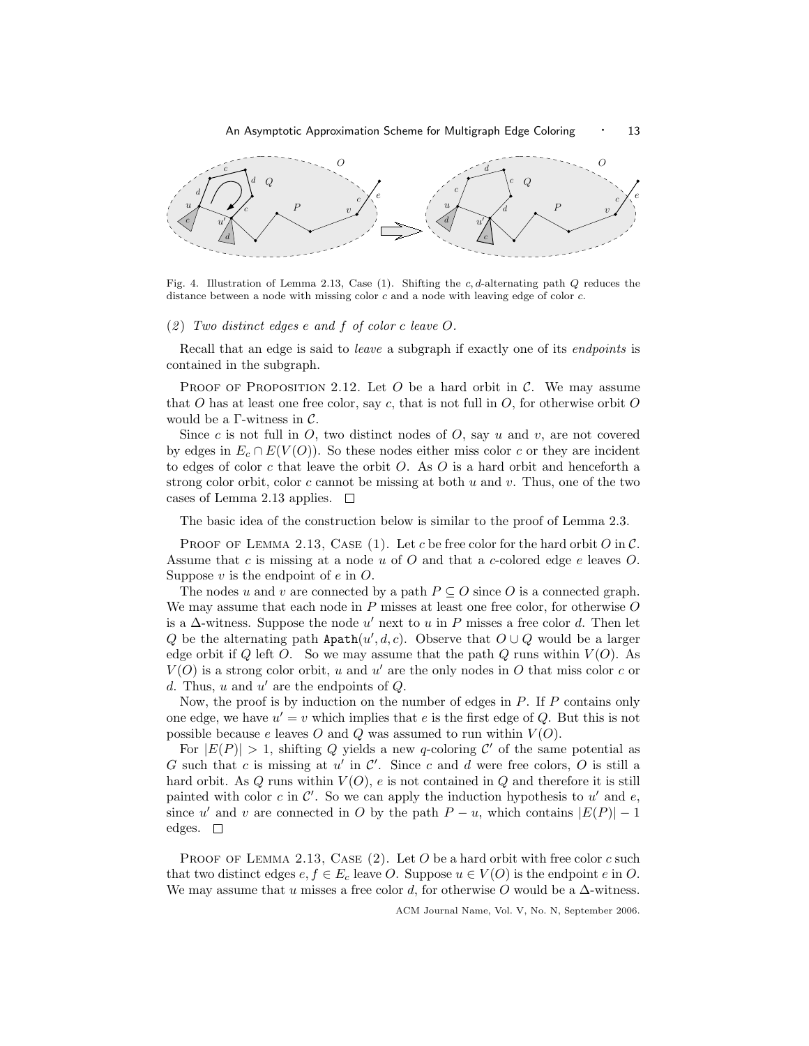Fig. 4. Illustration of Lemma 2.13, Case (1). Shifting the $c, d$-alternating path $Q$ reduces the distance between a node with missing color $c$ and a node with leaving edge of color $c$.

(*2*) *Two distinct edges $e$ and $f$ of color $c$ leave $O$.*

Recall that an edge is said to *leave* a subgraph if exactly one of its *endpoints* is contained in the subgraph.

PROOF OF PROPOSITION 2.12. Let $O$ be a hard orbit in $\mathcal{C}$. We may assume that $O$ has at least one free color, say $c$, that is not full in $O$, for otherwise orbit $O$ would be a $\Gamma$-witness in $\mathcal{C}$.

Since $c$ is not full in $O$, two distinct nodes of $O$, say $u$ and $v$, are not covered by edges in $E_c \cap E(V(O))$. So these nodes either miss color $c$ or they are incident to edges of color $c$ that leave the orbit $O$. As $O$ is a hard orbit and henceforth a strong color orbit, color $c$ cannot be missing at both $u$ and $v$. Thus, one of the two cases of Lemma 2.13 applies. □

The basic idea of the construction below is similar to the proof of Lemma 2.3.

PROOF OF LEMMA 2.13, CASE (1). Let $c$ be free color for the hard orbit $O$ in $\mathcal{C}$. Assume that $c$ is missing at a node $u$ of $O$ and that a $c$-colored edge $e$ leaves $O$. Suppose $v$ is the endpoint of $e$ in $O$.

The nodes $u$ and $v$ are connected by a path $P \subseteq O$ since $O$ is a connected graph. We may assume that each node in $P$ misses at least one free color, for otherwise $O$ is a $\Delta$-witness. Suppose the node $u'$ next to $u$ in $P$ misses a free color $d$. Then let $Q$ be the alternating path $\texttt{Apath}(u', d, c)$. Observe that $O \cup Q$ would be a larger edge orbit if $Q$ left $O$. So we may assume that the path $Q$ runs within $V(O)$. As $V(O)$ is a strong color orbit, $u$ and $u'$ are the only nodes in $O$ that miss color $c$ or $d$. Thus, $u$ and $u'$ are the endpoints of $Q$.

Now, the proof is by induction on the number of edges in $P$. If $P$ contains only one edge, we have $u' = v$ which implies that $e$ is the first edge of $Q$. But this is not possible because $e$ leaves $O$ and $Q$ was assumed to run within $V(O)$.

For $|E(P)| > 1$, shifting $Q$ yields a new $q$-coloring $\mathcal{C}'$ of the same potential as $G$ such that $c$ is missing at $u'$ in $\mathcal{C}'$. Since $c$ and $d$ were free colors, $O$ is still a hard orbit. As $Q$ runs within $V(O)$, $e$ is not contained in $Q$ and therefore it is still painted with color $c$ in $\mathcal{C}'$. So we can apply the induction hypothesis to $u'$ and $e$, since $u'$ and $v$ are connected in $O$ by the path $P - u$, which contains $|E(P)| - 1$ edges. □

PROOF OF LEMMA 2.13, CASE (2). Let $O$ be a hard orbit with free color $c$ such that two distinct edges $e, f \in E_c$ leave $O$. Suppose $u \in V(O)$ is the endpoint $e$ in $O$. We may assume that $u$ misses a free color $d$, for otherwise $O$ would be a $\Delta$-witness.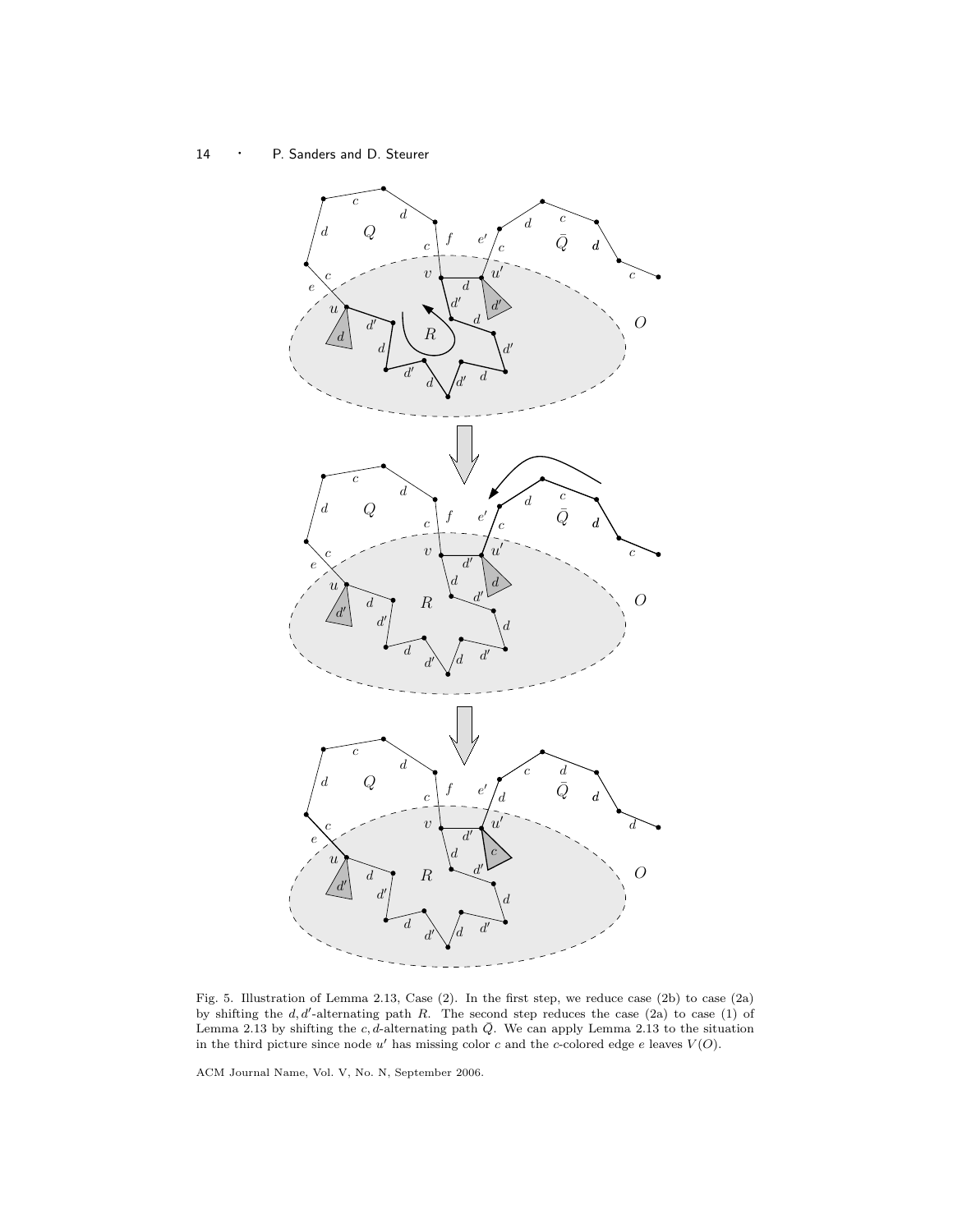Fig. 5. Illustration of Lemma 2.13, Case (2). In the first step, we reduce case (2b) to case (2a) by shifting the $d, d'$-alternating path $R$. The second step reduces the case (2a) to case (1) of Lemma 2.13 by shifting the $c, d$-alternating path $\bar{Q}$. We can apply Lemma 2.13 to the situation in the third picture since node $u'$ has missing color $c$ and the $c$-colored edge $e$ leaves $V(O)$.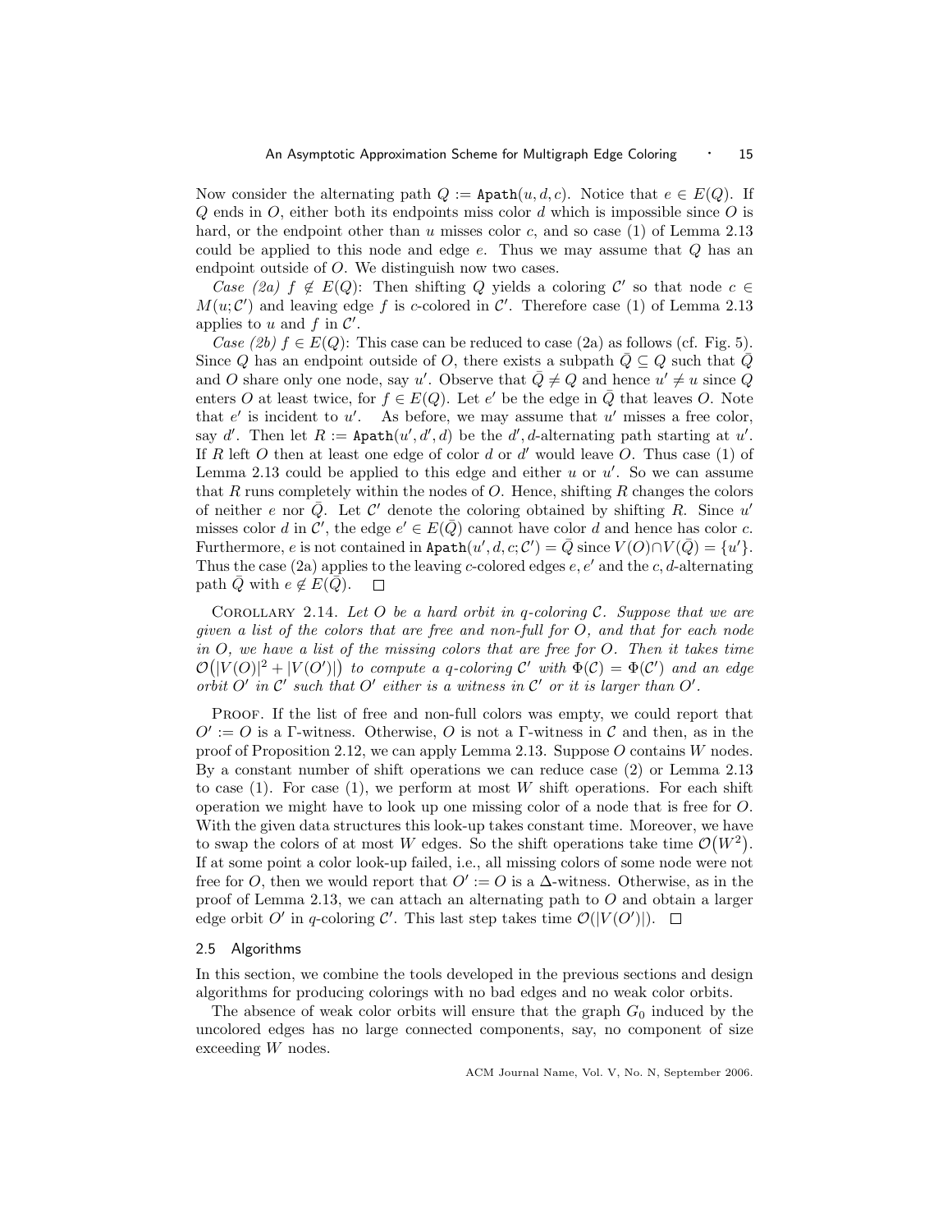Now consider the alternating path $Q := \texttt{Apath}(u, d, c)$. Notice that $e \in E(Q)$. If $Q$ ends in $O$, either both its endpoints miss color $d$ which is impossible since $O$ is hard, or the endpoint other than $u$ misses color $c$, and so case (1) of Lemma 2.13 could be applied to this node and edge $e$. Thus we may assume that $Q$ has an endpoint outside of $O$. We distinguish now two cases.

*Case (2a)* $f \notin E(Q)$: Then shifting $Q$ yields a coloring $\mathcal{C}'$ so that node $c \in M(u; \mathcal{C}')$ and leaving edge $f$ is $c$-colored in $\mathcal{C}'$. Therefore case (1) of Lemma 2.13 applies to $u$ and $f$ in $\mathcal{C}'$.

*Case (2b)* $f \in E(Q)$: This case can be reduced to case (2a) as follows (cf. Fig. 5). Since $Q$ has an endpoint outside of $O$, there exists a subpath $\bar{Q} \subseteq Q$ such that $\bar{Q}$ and $O$ share only one node, say $u'$. Observe that $\bar{Q} \neq Q$ and hence $u' \neq u$ since $Q$ enters $O$ at least twice, for $f \in E(Q)$. Let $e'$ be the edge in $\bar{Q}$ that leaves $O$. Note that $e'$ is incident to $u'$. As before, we may assume that $u'$ misses a free color, say $d'$. Then let $R := \texttt{Apath}(u', d', d)$ be the $d', d$-alternating path starting at $u'$. If $R$ left $O$ then at least one edge of color $d$ or $d'$ would leave $O$. Thus case (1) of Lemma 2.13 could be applied to this edge and either $u$ or $u'$. So we can assume that $R$ runs completely within the nodes of $O$. Hence, shifting $R$ changes the colors of neither $e$ nor $\bar{Q}$. Let $\mathcal{C}'$ denote the coloring obtained by shifting $R$. Since $u'$ misses color $d$ in $\mathcal{C}'$, the edge $e' \in E(\bar{Q})$ cannot have color $d$ and hence has color $c$. Furthermore, $e$ is not contained in $\texttt{Apath}(u', d, c; \mathcal{C}') = \bar{Q}$ since $V(O) \cap V(\bar{Q}) = \{u'\}$. Thus the case (2a) applies to the leaving $c$-colored edges $e, e'$ and the $c, d$-alternating path $\bar{Q}$ with $e \notin E(\bar{Q})$. $\square$

Corollary 2.14. *Let $O$ be a hard orbit in $q$-coloring $\mathcal{C}$. Suppose that we are given a list of the colors that are free and non-full for $O$, and that for each node in $O$, we have a list of the missing colors that are free for $O$. Then it takes time $\mathcal{O}\big(|V(O)|^2 + |V(O')|\big)$ to compute a $q$-coloring $\mathcal{C}'$ with $\Phi(\mathcal{C}) = \Phi(\mathcal{C}')$ and an edge orbit $O'$ in $\mathcal{C}'$ such that $O'$ either is a witness in $\mathcal{C}'$ or it is larger than $O'$.*

Proof. If the list of free and non-full colors was empty, we could report that $O' := O$ is a $\Gamma$-witness. Otherwise, $O$ is not a $\Gamma$-witness in $\mathcal{C}$ and then, as in the proof of Proposition 2.12, we can apply Lemma 2.13. Suppose $O$ contains $W$ nodes. By a constant number of shift operations we can reduce case (2) or Lemma 2.13 to case (1). For case (1), we perform at most $W$ shift operations. For each shift operation we might have to look up one missing color of a node that is free for $O$. With the given data structures this look-up takes constant time. Moreover, we have to swap the colors of at most $W$ edges. So the shift operations take time $\mathcal{O}\big(W^2\big)$. If at some point a color look-up failed, i.e., all missing colors of some node were not free for $O$, then we would report that $O' := O$ is a $\Delta$-witness. Otherwise, as in the proof of Lemma 2.13, we can attach an alternating path to $O$ and obtain a larger edge orbit $O'$ in $q$-coloring $\mathcal{C}'$. This last step takes time $\mathcal{O}(|V(O')|)$. $\square$

## 2.5 Algorithms

In this section, we combine the tools developed in the previous sections and design algorithms for producing colorings with no bad edges and no weak color orbits.

The absence of weak color orbits will ensure that the graph $G_0$ induced by the uncolored edges has no large connected components, say, no component of size exceeding $W$ nodes.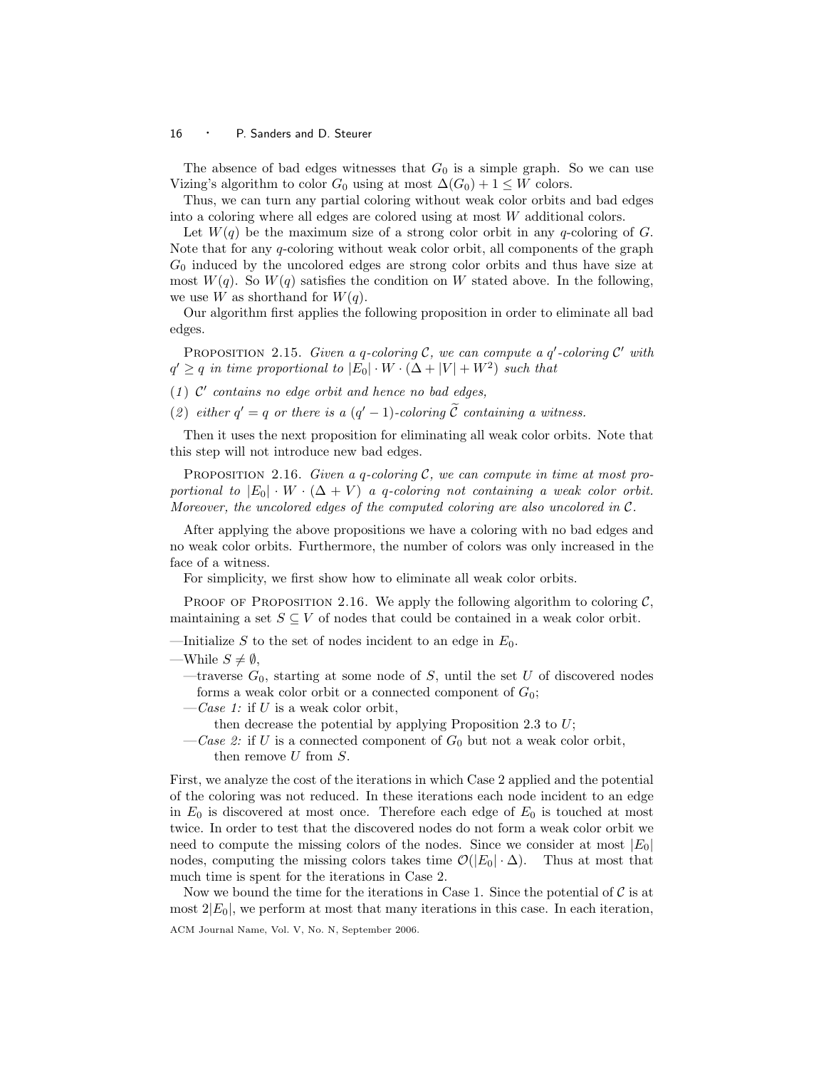The absence of bad edges witnesses that $G_0$ is a simple graph. So we can use Vizing's algorithm to color $G_0$ using at most $\Delta(G_0) + 1 \leq W$ colors.

Thus, we can turn any partial coloring without weak color orbits and bad edges into a coloring where all edges are colored using at most $W$ additional colors.

Let $W(q)$ be the maximum size of a strong color orbit in any $q$-coloring of $G$. Note that for any $q$-coloring without weak color orbit, all components of the graph $G_0$ induced by the uncolored edges are strong color orbits and thus have size at most $W(q)$. So $W(q)$ satisfies the condition on $W$ stated above. In the following, we use $W$ as shorthand for $W(q)$.

Our algorithm first applies the following proposition in order to eliminate all bad edges.

Proposition 2.15. *Given a $q$-coloring $\mathcal{C}$, we can compute a $q'$-coloring $\mathcal{C}'$ with $q' \geq q$ in time proportional to $|E_0| \cdot W \cdot (\Delta + |V| + W^2)$ such that*

*(1) $\mathcal{C}'$ contains no edge orbit and hence no bad edges,*

*(2) either $q' = q$ or there is a $(q'-1)$-coloring $\widetilde{\mathcal{C}}$ containing a witness.*

Then it uses the next proposition for eliminating all weak color orbits. Note that this step will not introduce new bad edges.

Proposition 2.16. *Given a $q$-coloring $\mathcal{C}$, we can compute in time at most proportional to $|E_0| \cdot W \cdot (\Delta + V)$ a $q$-coloring not containing a weak color orbit. Moreover, the uncolored edges of the computed coloring are also uncolored in $\mathcal{C}$.*

After applying the above propositions we have a coloring with no bad edges and no weak color orbits. Furthermore, the number of colors was only increased in the face of a witness.

For simplicity, we first show how to eliminate all weak color orbits.

Proof of Proposition 2.16. We apply the following algorithm to coloring $\mathcal{C}$, maintaining a set $S \subseteq V$ of nodes that could be contained in a weak color orbit.

- Initialize $S$ to the set of nodes incident to an edge in $E_0$.
- While $S \neq \emptyset$,
  - traverse $G_0$, starting at some node of $S$, until the set $U$ of discovered nodes forms a weak color orbit or a connected component of $G_0$;
  - *Case 1:* if $U$ is a weak color orbit,
    then decrease the potential by applying Proposition 2.3 to $U$;
  - *Case 2:* if $U$ is a connected component of $G_0$ but not a weak color orbit,
    then remove $U$ from $S$.

First, we analyze the cost of the iterations in which Case 2 applied and the potential of the coloring was not reduced. In these iterations each node incident to an edge in $E_0$ is discovered at most once. Therefore each edge of $E_0$ is touched at most twice. In order to test that the discovered nodes do not form a weak color orbit we need to compute the missing colors of the nodes. Since we consider at most $|E_0|$ nodes, computing the missing colors takes time $\mathcal{O}(|E_0| \cdot \Delta)$. Thus at most that much time is spent for the iterations in Case 2.

Now we bound the time for the iterations in Case 1. Since the potential of $\mathcal{C}$ is at most $2|E_0|$, we perform at most that many iterations in this case. In each iteration,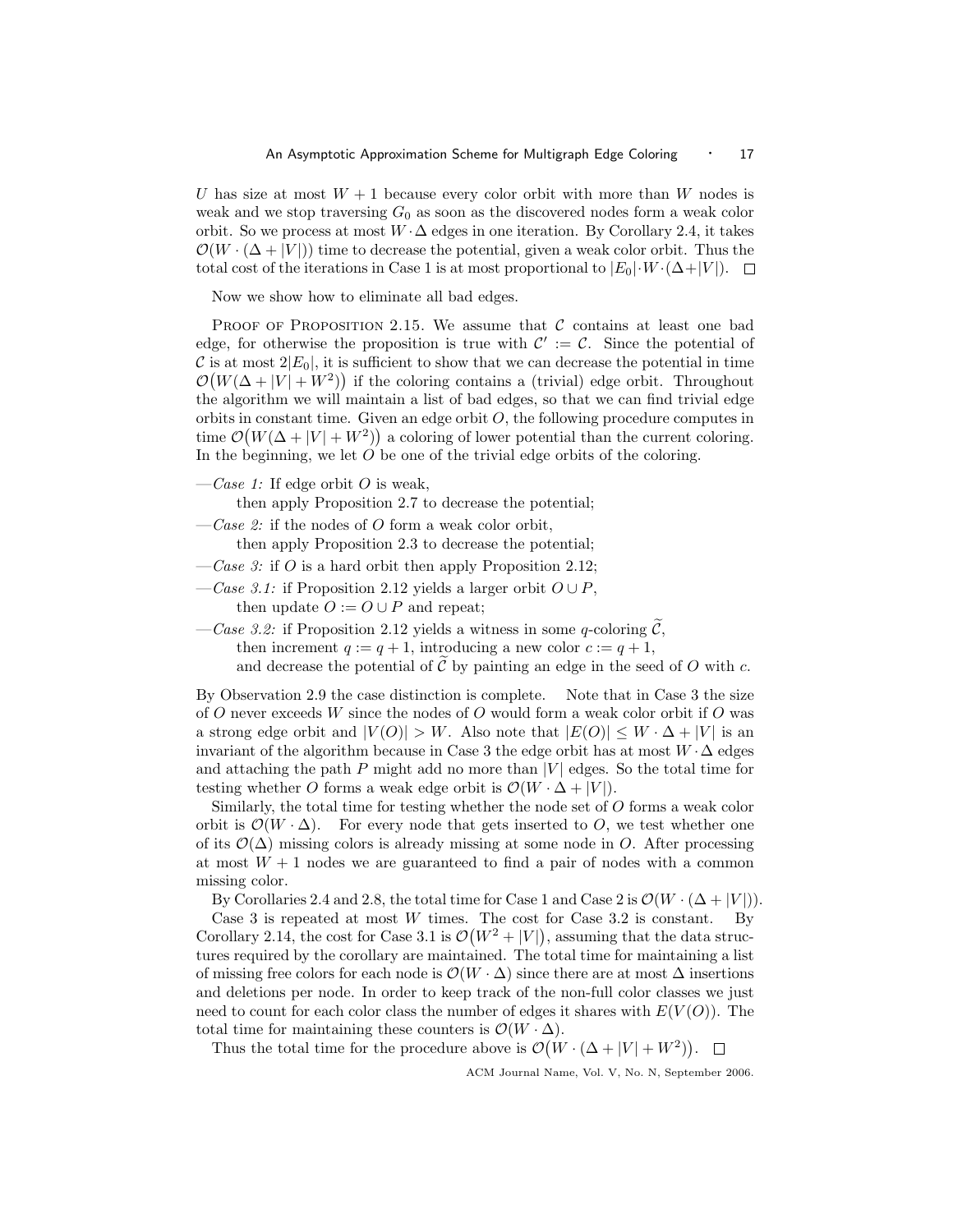$U$ has size at most $W + 1$ because every color orbit with more than $W$ nodes is weak and we stop traversing $G_0$ as soon as the discovered nodes form a weak color orbit. So we process at most $W \cdot \Delta$ edges in one iteration. By Corollary 2.4, it takes $\mathcal{O}(W \cdot (\Delta + |V|))$ time to decrease the potential, given a weak color orbit. Thus the total cost of the iterations in Case 1 is at most proportional to $|E_0| \cdot W \cdot (\Delta + |V|)$. □

Now we show how to eliminate all bad edges.

Proof of Proposition 2.15. We assume that $\mathcal{C}$ contains at least one bad edge, for otherwise the proposition is true with $\mathcal{C}' := \mathcal{C}$. Since the potential of $\mathcal{C}$ is at most $2|E_0|$, it is sufficient to show that we can decrease the potential in time $\mathcal{O}\big(W(\Delta + |V| + W^2)\big)$ if the coloring contains a (trivial) edge orbit. Throughout the algorithm we will maintain a list of bad edges, so that we can find trivial edge orbits in constant time. Given an edge orbit $O$, the following procedure computes in time $\mathcal{O}\big(W(\Delta + |V| + W^2)\big)$ a coloring of lower potential than the current coloring. In the beginning, we let $O$ be one of the trivial edge orbits of the coloring.

- *Case 1:* If edge orbit $O$ is weak,
  then apply Proposition 2.7 to decrease the potential;
- *Case 2:* if the nodes of $O$ form a weak color orbit,
  then apply Proposition 2.3 to decrease the potential;
- *Case 3:* if $O$ is a hard orbit then apply Proposition 2.12;
- *Case 3.1:* if Proposition 2.12 yields a larger orbit $O \cup P$,
  then update $O := O \cup P$ and repeat;
- *Case 3.2:* if Proposition 2.12 yields a witness in some $q$-coloring $\widetilde{\mathcal{C}}$,
  then increment $q := q + 1$, introducing a new color $c := q + 1$,
  and decrease the potential of $\widetilde{\mathcal{C}}$ by painting an edge in the seed of $O$ with $c$.

By Observation 2.9 the case distinction is complete. Note that in Case 3 the size of $O$ never exceeds $W$ since the nodes of $O$ would form a weak color orbit if $O$ was a strong edge orbit and $|V(O)| > W$. Also note that $|E(O)| \le W \cdot \Delta + |V|$ is an invariant of the algorithm because in Case 3 the edge orbit has at most $W \cdot \Delta$ edges and attaching the path $P$ might add no more than $|V|$ edges. So the total time for testing whether $O$ forms a weak edge orbit is $\mathcal{O}(W \cdot \Delta + |V|)$.

Similarly, the total time for testing whether the node set of $O$ forms a weak color orbit is $\mathcal{O}(W \cdot \Delta)$. For every node that gets inserted to $O$, we test whether one of its $\mathcal{O}(\Delta)$ missing colors is already missing at some node in $O$. After processing at most $W + 1$ nodes we are guaranteed to find a pair of nodes with a common missing color.

By Corollaries 2.4 and 2.8, the total time for Case 1 and Case 2 is $\mathcal{O}(W \cdot (\Delta + |V|))$.

Case 3 is repeated at most $W$ times. The cost for Case 3.2 is constant. By Corollary 2.14, the cost for Case 3.1 is $\mathcal{O}\big(W^2 + |V|\big)$, assuming that the data structures required by the corollary are maintained. The total time for maintaining a list of missing free colors for each node is $\mathcal{O}(W \cdot \Delta)$ since there are at most $\Delta$ insertions and deletions per node. In order to keep track of the non-full color classes we just need to count for each color class the number of edges it shares with $E(V(O))$. The total time for maintaining these counters is $\mathcal{O}(W \cdot \Delta)$.

Thus the total time for the procedure above is $\mathcal{O}\big(W \cdot (\Delta + |V| + W^2)\big)$. □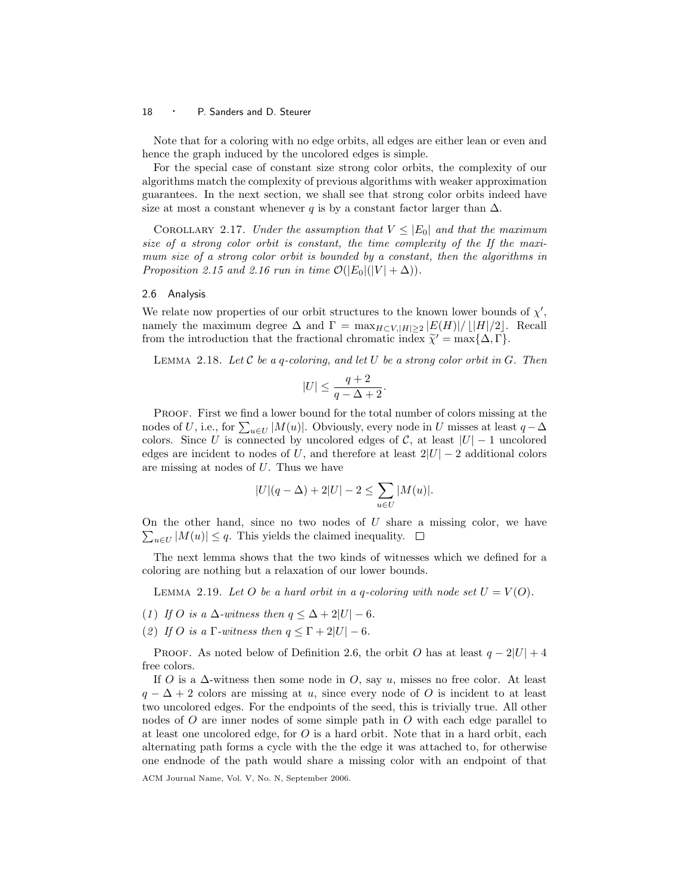Note that for a coloring with no edge orbits, all edges are either lean or even and hence the graph induced by the uncolored edges is simple.

For the special case of constant size strong color orbits, the complexity of our algorithms match the complexity of previous algorithms with weaker approximation guarantees. In the next section, we shall see that strong color orbits indeed have size at most a constant whenever $q$ is by a constant factor larger than $\Delta$.

Corollary 2.17. *Under the assumption that $V \leq |E_0|$ and that the maximum size of a strong color orbit is constant, the time complexity of the If the maximum size of a strong color orbit is bounded by a constant, then the algorithms in Proposition 2.15 and 2.16 run in time $\mathcal{O}(|E_0|(|V| + \Delta))$.*

## 2.6 Analysis

We relate now properties of our orbit structures to the known lower bounds of $\chi'$, namely the maximum degree $\Delta$ and $\Gamma = \max_{H \subset V, |H| \geq 2} |E(H)| / \lfloor |H|/2 \rfloor$. Recall from the introduction that the fractional chromatic index $\widetilde{\chi}' = \max\{\Delta, \Gamma\}$.

Lemma 2.18. *Let $\mathcal{C}$ be a $q$-coloring, and let $U$ be a strong color orbit in $G$. Then*

$$|U| \leq \frac{q+2}{q - \Delta + 2}.$$

Proof. First we find a lower bound for the total number of colors missing at the nodes of $U$, i.e., for $\sum_{u \in U} |M(u)|$. Obviously, every node in $U$ misses at least $q - \Delta$ colors. Since $U$ is connected by uncolored edges of $\mathcal{C}$, at least $|U| - 1$ uncolored edges are incident to nodes of $U$, and therefore at least $2|U| - 2$ additional colors are missing at nodes of $U$. Thus we have

$$|U|(q - \Delta) + 2|U| - 2 \leq \sum_{u \in U} |M(u)|.$$

On the other hand, since no two nodes of $U$ share a missing color, we have $\sum_{u \in U} |M(u)| \leq q$. This yields the claimed inequality. □

The next lemma shows that the two kinds of witnesses which we defined for a coloring are nothing but a relaxation of our lower bounds.

Lemma 2.19. *Let $O$ be a hard orbit in a $q$-coloring with node set $U = V(O)$.*

(1) *If $O$ is a $\Delta$-witness then $q \leq \Delta + 2|U| - 6$.*

(2) *If $O$ is a $\Gamma$-witness then $q \leq \Gamma + 2|U| - 6$.*

Proof. As noted below of Definition 2.6, the orbit $O$ has at least $q - 2|U| + 4$ free colors.

If $O$ is a $\Delta$-witness then some node in $O$, say $u$, misses no free color. At least $q - \Delta + 2$ colors are missing at $u$, since every node of $O$ is incident to at least two uncolored edges. For the endpoints of the seed, this is trivially true. All other nodes of $O$ are inner nodes of some simple path in $O$ with each edge parallel to at least one uncolored edge, for $O$ is a hard orbit. Note that in a hard orbit, each alternating path forms a cycle with the the edge it was attached to, for otherwise one endnode of the path would share a missing color with an endpoint of that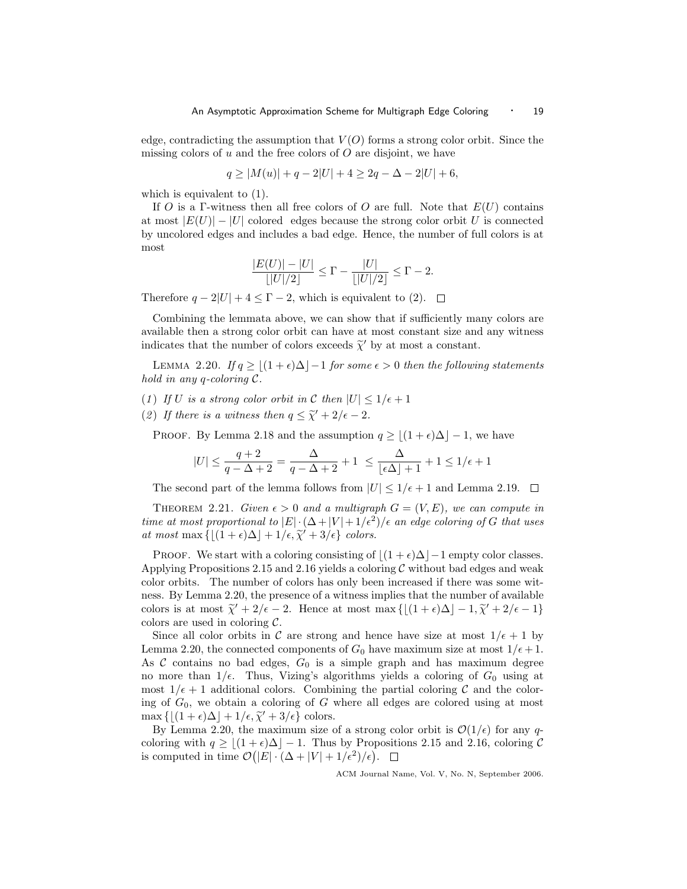edge, contradicting the assumption that $V(O)$ forms a strong color orbit. Since the missing colors of $u$ and the free colors of $O$ are disjoint, we have

$$q \geq |M(u)| + q - 2|U| + 4 \geq 2q - \Delta - 2|U| + 6,$$

which is equivalent to (1).

If $O$ is a $\Gamma$-witness then all free colors of $O$ are full. Note that $E(U)$ contains at most $|E(U)| - |U|$ colored edges because the strong color orbit $U$ is connected by uncolored edges and includes a bad edge. Hence, the number of full colors is at most

$$\frac{|E(U)| - |U|}{\lfloor |U|/2 \rfloor} \leq \Gamma - \frac{|U|}{\lfloor |U|/2 \rfloor} \leq \Gamma - 2.$$

Therefore $q - 2|U| + 4 \leq \Gamma - 2$, which is equivalent to (2). $\square$

Combining the lemmata above, we can show that if sufficiently many colors are available then a strong color orbit can have at most constant size and any witness indicates that the number of colors exceeds $\widetilde{\chi}'$ by at most a constant.

Lemma 2.20. *If $q \geq \lfloor (1+\epsilon)\Delta \rfloor - 1$ for some $\epsilon > 0$ then the following statements hold in any $q$-coloring $\mathcal{C}$.*

(1) *If $U$ is a strong color orbit in $\mathcal{C}$ then $|U| \leq 1/\epsilon + 1$*

(2) *If there is a witness then $q \leq \widetilde{\chi}' + 2/\epsilon - 2$.*

Proof. By Lemma 2.18 and the assumption $q \geq \lfloor (1+\epsilon)\Delta \rfloor - 1$, we have

$$|U| \leq \frac{q+2}{q - \Delta + 2} = \frac{\Delta}{q - \Delta + 2} + 1 \ \leq \frac{\Delta}{\lfloor \epsilon \Delta \rfloor + 1} + 1 \leq 1/\epsilon + 1$$

The second part of the lemma follows from $|U| \leq 1/\epsilon + 1$ and Lemma 2.19. $\square$

Theorem 2.21. *Given $\epsilon > 0$ and a multigraph $G = (V, E)$, we can compute in time at most proportional to $|E| \cdot (\Delta + |V| + 1/\epsilon^2)/\epsilon$ an edge coloring of $G$ that uses at most $\max\{\lfloor (1+\epsilon)\Delta \rfloor + 1/\epsilon, \widetilde{\chi}' + 3/\epsilon\}$ colors.*

Proof. We start with a coloring consisting of $\lfloor (1+\epsilon)\Delta \rfloor - 1$ empty color classes. Applying Propositions 2.15 and 2.16 yields a coloring $\mathcal{C}$ without bad edges and weak color orbits. The number of colors has only been increased if there was some witness. By Lemma 2.20, the presence of a witness implies that the number of available colors is at most $\widetilde{\chi}' + 2/\epsilon - 2$. Hence at most $\max\{\lfloor (1+\epsilon)\Delta \rfloor - 1, \widetilde{\chi}' + 2/\epsilon - 1\}$ colors are used in coloring $\mathcal{C}$.

Since all color orbits in $\mathcal{C}$ are strong and hence have size at most $1/\epsilon + 1$ by Lemma 2.20, the connected components of $G_0$ have maximum size at most $1/\epsilon + 1$. As $\mathcal{C}$ contains no bad edges, $G_0$ is a simple graph and has maximum degree no more than $1/\epsilon$. Thus, Vizing's algorithms yields a coloring of $G_0$ using at most $1/\epsilon + 1$ additional colors. Combining the partial coloring $\mathcal{C}$ and the coloring of $G_0$, we obtain a coloring of $G$ where all edges are colored using at most $\max\{\lfloor (1+\epsilon)\Delta \rfloor + 1/\epsilon, \widetilde{\chi}' + 3/\epsilon\}$ colors.

By Lemma 2.20, the maximum size of a strong color orbit is $\mathcal{O}(1/\epsilon)$ for any $q$-coloring with $q \geq \lfloor (1+\epsilon)\Delta \rfloor - 1$. Thus by Propositions 2.15 and 2.16, coloring $\mathcal{C}$ is computed in time $\mathcal{O}\big(|E| \cdot (\Delta + |V| + 1/\epsilon^2)/\epsilon\big)$. $\square$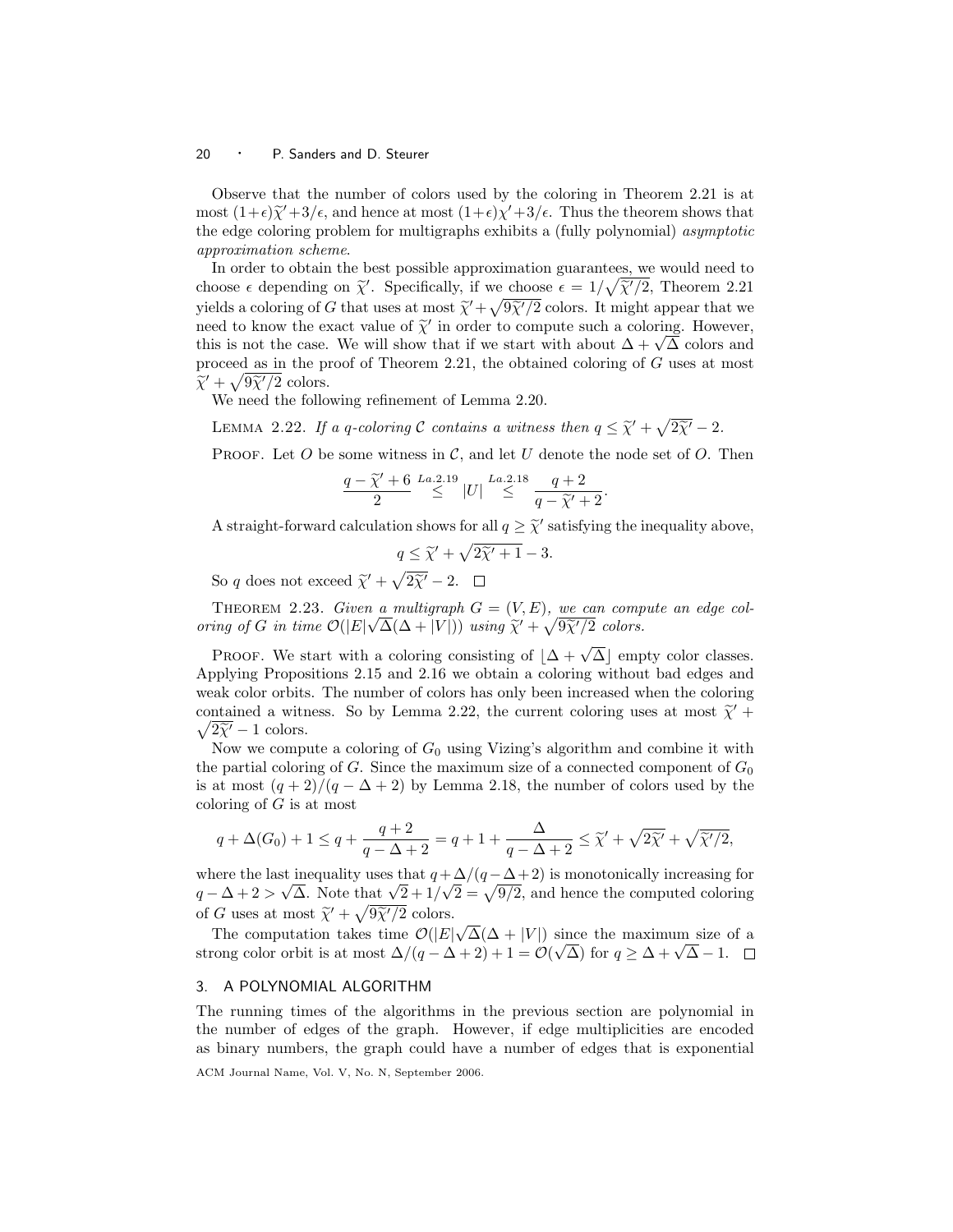Observe that the number of colors used by the coloring in Theorem 2.21 is at most $(1+\epsilon)\widetilde{\chi}'+3/\epsilon$, and hence at most $(1+\epsilon)\chi'+3/\epsilon$. Thus the theorem shows that the edge coloring problem for multigraphs exhibits a (fully polynomial) *asymptotic approximation scheme*.

In order to obtain the best possible approximation guarantees, we would need to choose $\epsilon$ depending on $\widetilde{\chi}'$. Specifically, if we choose $\epsilon = 1/\sqrt{\widetilde{\chi}'/2}$, Theorem 2.21 yields a coloring of $G$ that uses at most $\widetilde{\chi}'+\sqrt{9\widetilde{\chi}'/2}$ colors. It might appear that we need to know the exact value of $\widetilde{\chi}'$ in order to compute such a coloring. However, this is not the case. We will show that if we start with about $\Delta+\sqrt{\Delta}$ colors and proceed as in the proof of Theorem 2.21, the obtained coloring of $G$ uses at most $\widetilde{\chi}'+\sqrt{9\widetilde{\chi}'/2}$ colors.

We need the following refinement of Lemma 2.20.

LEMMA 2.22. *If a $q$-coloring $\mathcal{C}$ contains a witness then $q \leq \widetilde{\chi}'+\sqrt{2\widetilde{\chi}'}-2$.*

PROOF. Let $O$ be some witness in $\mathcal{C}$, and let $U$ denote the node set of $O$. Then

$$\frac{q-\widetilde{\chi}'+6}{2} \overset{La.2.19}{\leq} |U| \overset{La.2.18}{\leq} \frac{q+2}{q-\widetilde{\chi}'+2}.$$

A straight-forward calculation shows for all $q \geq \widetilde{\chi}'$ satisfying the inequality above,

$$q \leq \widetilde{\chi}'+\sqrt{2\widetilde{\chi}'+1}-3.$$

So $q$ does not exceed $\widetilde{\chi}'+\sqrt{2\widetilde{\chi}'}-2$. □

THEOREM 2.23. *Given a multigraph $G=(V,E)$, we can compute an edge coloring of $G$ in time $\mathcal{O}(|E|\sqrt{\Delta}(\Delta+|V|))$ using $\widetilde{\chi}'+\sqrt{9\widetilde{\chi}'/2}$ colors.*

PROOF. We start with a coloring consisting of $\lfloor \Delta+\sqrt{\Delta}\rfloor$ empty color classes. Applying Propositions 2.15 and 2.16 we obtain a coloring without bad edges and weak color orbits. The number of colors has only been increased when the coloring contained a witness. So by Lemma 2.22, the current coloring uses at most $\widetilde{\chi}'+\sqrt{2\widetilde{\chi}'}-1$ colors.

Now we compute a coloring of $G_0$ using Vizing's algorithm and combine it with the partial coloring of $G$. Since the maximum size of a connected component of $G_0$ is at most $(q+2)/(q-\Delta+2)$ by Lemma 2.18, the number of colors used by the coloring of $G$ is at most

$$q+\Delta(G_0)+1 \leq q+\frac{q+2}{q-\Delta+2} = q+1+\frac{\Delta}{q-\Delta+2} \leq \widetilde{\chi}'+\sqrt{2\widetilde{\chi}'}+\sqrt{\widetilde{\chi}'/2},$$

where the last inequality uses that $q+\Delta/(q-\Delta+2)$ is monotonically increasing for $q-\Delta+2 > \sqrt{\Delta}$. Note that $\sqrt{2}+1/\sqrt{2}=\sqrt{9/2}$, and hence the computed coloring of $G$ uses at most $\widetilde{\chi}'+\sqrt{9\widetilde{\chi}'/2}$ colors.

The computation takes time $\mathcal{O}(|E|\sqrt{\Delta}(\Delta+|V|)$ since the maximum size of a strong color orbit is at most $\Delta/(q-\Delta+2)+1=\mathcal{O}(\sqrt{\Delta})$ for $q \geq \Delta+\sqrt{\Delta}-1$. □

## 3. A POLYNOMIAL ALGORITHM

The running times of the algorithms in the previous section are polynomial in the number of edges of the graph. However, if edge multiplicities are encoded as binary numbers, the graph could have a number of edges that is exponential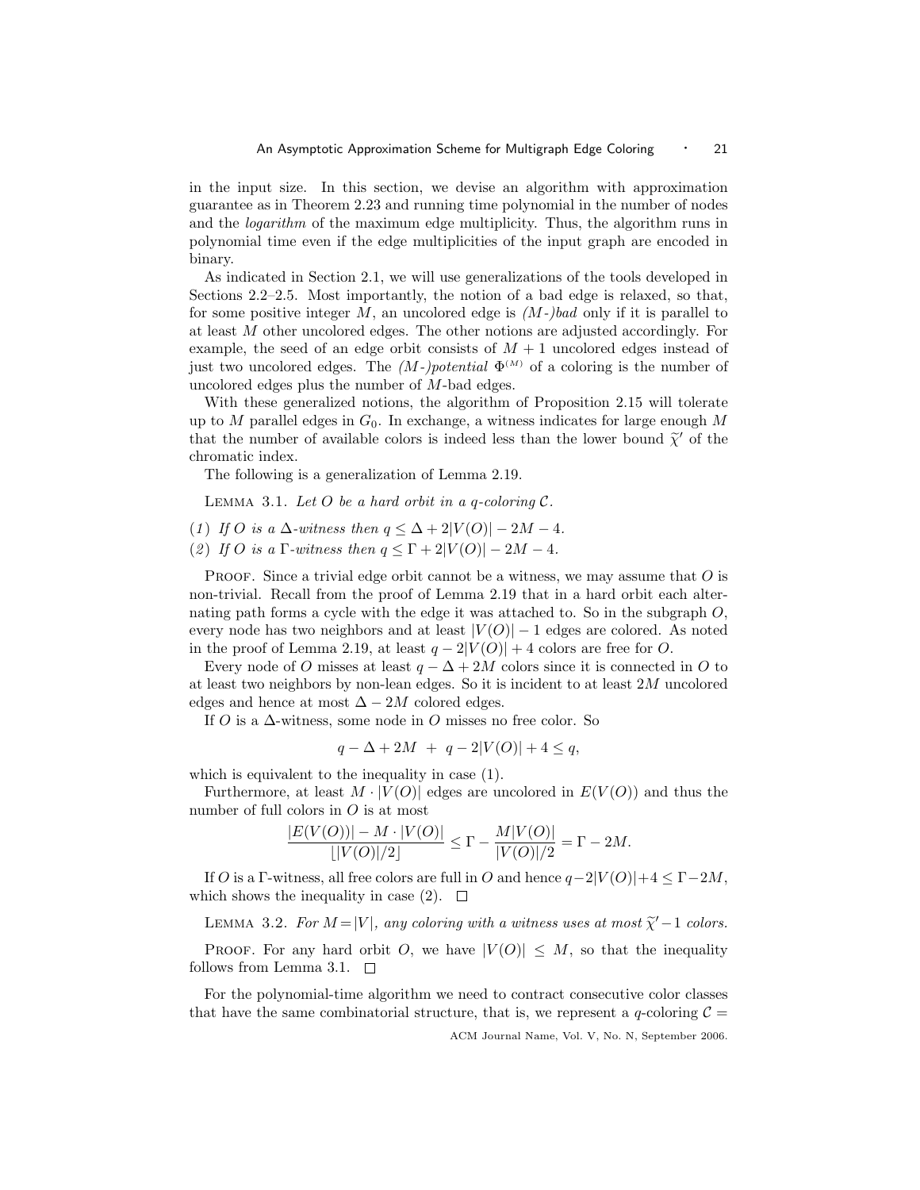in the input size. In this section, we devise an algorithm with approximation guarantee as in Theorem 2.23 and running time polynomial in the number of nodes and the *logarithm* of the maximum edge multiplicity. Thus, the algorithm runs in polynomial time even if the edge multiplicities of the input graph are encoded in binary.

As indicated in Section 2.1, we will use generalizations of the tools developed in Sections 2.2–2.5. Most importantly, the notion of a bad edge is relaxed, so that, for some positive integer $M$, an uncolored edge is *($M$-)bad* only if it is parallel to at least $M$ other uncolored edges. The other notions are adjusted accordingly. For example, the seed of an edge orbit consists of $M+1$ uncolored edges instead of just two uncolored edges. The *($M$-)potential* $\Phi^{(M)}$ of a coloring is the number of uncolored edges plus the number of $M$-bad edges.

With these generalized notions, the algorithm of Proposition 2.15 will tolerate up to $M$ parallel edges in $G_0$. In exchange, a witness indicates for large enough $M$ that the number of available colors is indeed less than the lower bound $\widetilde{\chi}'$ of the chromatic index.

The following is a generalization of Lemma 2.19.

LEMMA 3.1. *Let $O$ be a hard orbit in a $q$-coloring $\mathcal{C}$.*

(1) *If $O$ is a $\Delta$-witness then $q \leq \Delta + 2|V(O)| - 2M - 4$.*
(2) *If $O$ is a $\Gamma$-witness then $q \leq \Gamma + 2|V(O)| - 2M - 4$.*

PROOF. Since a trivial edge orbit cannot be a witness, we may assume that $O$ is non-trivial. Recall from the proof of Lemma 2.19 that in a hard orbit each alternating path forms a cycle with the edge it was attached to. So in the subgraph $O$, every node has two neighbors and at least $|V(O)| - 1$ edges are colored. As noted in the proof of Lemma 2.19, at least $q - 2|V(O)| + 4$ colors are free for $O$.

Every node of $O$ misses at least $q - \Delta + 2M$ colors since it is connected in $O$ to at least two neighbors by non-lean edges. So it is incident to at least $2M$ uncolored edges and hence at most $\Delta - 2M$ colored edges.

If $O$ is a $\Delta$-witness, some node in $O$ misses no free color. So

$$q - \Delta + 2M \ + \ q - 2|V(O)| + 4 \leq q,$$

which is equivalent to the inequality in case (1).

Furthermore, at least $M \cdot |V(O)|$ edges are uncolored in $E(V(O))$ and thus the number of full colors in $O$ is at most

$$\frac{|E(V(O))| - M \cdot |V(O)|}{\lfloor |V(O)|/2 \rfloor} \leq \Gamma - \frac{M|V(O)|}{|V(O)|/2} = \Gamma - 2M.$$

If $O$ is a $\Gamma$-witness, all free colors are full in $O$ and hence $q - 2|V(O)| + 4 \leq \Gamma - 2M$, which shows the inequality in case (2). $\square$

LEMMA 3.2. *For $M = |V|$, any coloring with a witness uses at most $\widetilde{\chi}' - 1$ colors.*

PROOF. For any hard orbit $O$, we have $|V(O)| \leq M$, so that the inequality follows from Lemma 3.1. $\square$

For the polynomial-time algorithm we need to contract consecutive color classes that have the same combinatorial structure, that is, we represent a $q$-coloring $\mathcal{C} =$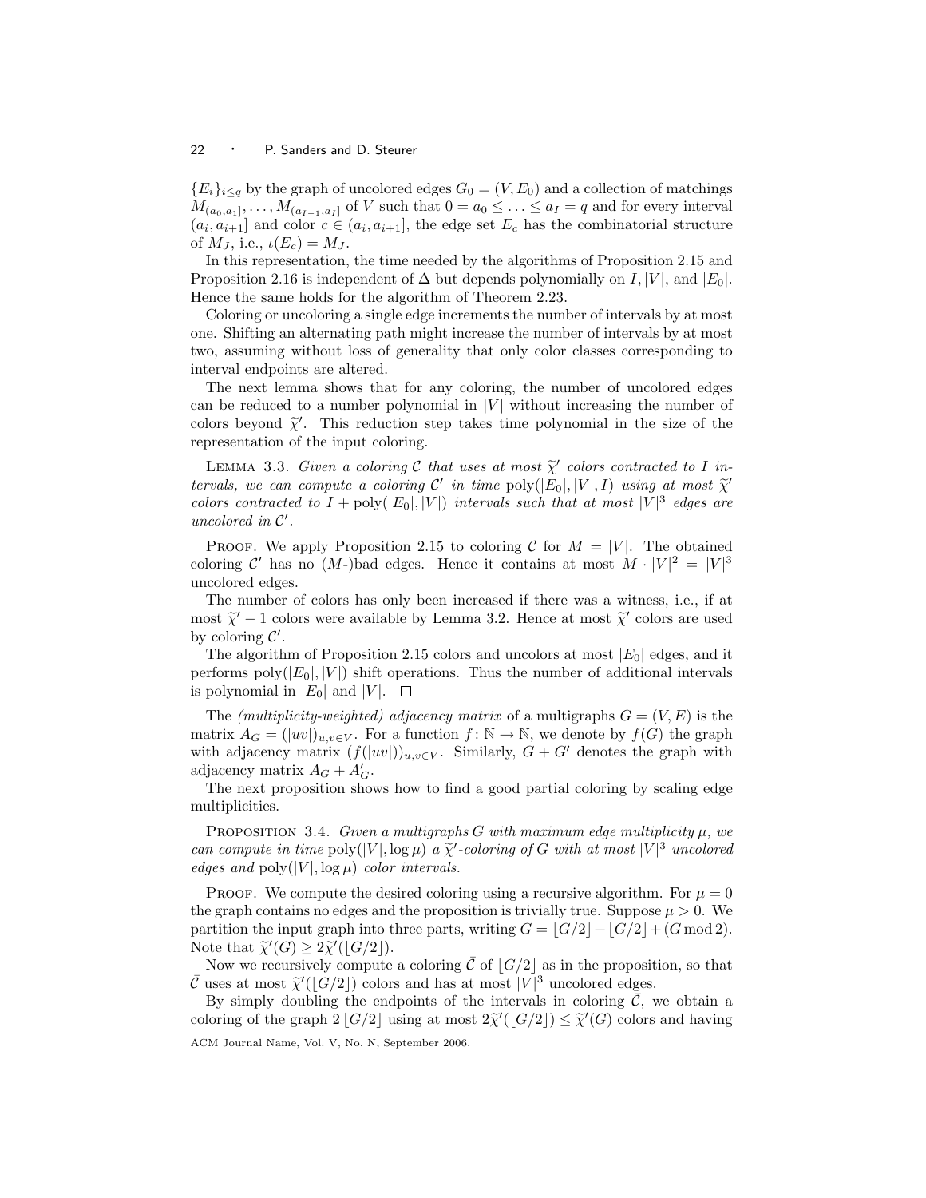$\{E_i\}_{i\le q}$ by the graph of uncolored edges $G_0 = (V, E_0)$ and a collection of matchings $M_{(a_0,a_1]}, \ldots, M_{(a_{I-1},a_I]}$ of $V$ such that $0 = a_0 \le \ldots \le a_I = q$ and for every interval $(a_i, a_{i+1}]$ and color $c \in (a_i, a_{i+1}]$, the edge set $E_c$ has the combinatorial structure of $M_J$, i.e., $\iota(E_c) = M_J$.

In this representation, the time needed by the algorithms of Proposition 2.15 and Proposition 2.16 is independent of $\Delta$ but depends polynomially on $I, |V|$, and $|E_0|$. Hence the same holds for the algorithm of Theorem 2.23.

Coloring or uncoloring a single edge increments the number of intervals by at most one. Shifting an alternating path might increase the number of intervals by at most two, assuming without loss of generality that only color classes corresponding to interval endpoints are altered.

The next lemma shows that for any coloring, the number of uncolored edges can be reduced to a number polynomial in $|V|$ without increasing the number of colors beyond $\widetilde{\chi}'$. This reduction step takes time polynomial in the size of the representation of the input coloring.

Lemma 3.3. *Given a coloring $\mathcal{C}$ that uses at most $\widetilde{\chi}'$ colors contracted to $I$ intervals, we can compute a coloring $\mathcal{C}'$ in time $\mathrm{poly}(|E_0|, |V|, I)$ using at most $\widetilde{\chi}'$ colors contracted to $I + \mathrm{poly}(|E_0|, |V|)$ intervals such that at most $|V|^3$ edges are uncolored in $\mathcal{C}'$.*

Proof. We apply Proposition 2.15 to coloring $\mathcal{C}$ for $M = |V|$. The obtained coloring $\mathcal{C}'$ has no ($M$-)bad edges. Hence it contains at most $M \cdot |V|^2 = |V|^3$ uncolored edges.

The number of colors has only been increased if there was a witness, i.e., if at most $\widetilde{\chi}' - 1$ colors were available by Lemma 3.2. Hence at most $\widetilde{\chi}'$ colors are used by coloring $\mathcal{C}'$.

The algorithm of Proposition 2.15 colors and uncolors at most $|E_0|$ edges, and it performs $\mathrm{poly}(|E_0|, |V|)$ shift operations. Thus the number of additional intervals is polynomial in $|E_0|$ and $|V|$. $\square$

The *(multiplicity-weighted) adjacency matrix* of a multigraphs $G = (V, E)$ is the matrix $A_G = (|uv|)_{u,v\in V}$. For a function $f\colon \mathbb{N} \to \mathbb{N}$, we denote by $f(G)$ the graph with adjacency matrix $(f(|uv|))_{u,v\in V}$. Similarly, $G + G'$ denotes the graph with adjacency matrix $A_G + A'_G$.

The next proposition shows how to find a good partial coloring by scaling edge multiplicities.

Proposition 3.4. *Given a multigraphs $G$ with maximum edge multiplicity $\mu$, we can compute in time $\mathrm{poly}(|V|, \log \mu)$ a $\widetilde{\chi}'$-coloring of $G$ with at most $|V|^3$ uncolored edges and $\mathrm{poly}(|V|, \log \mu)$ color intervals.*

Proof. We compute the desired coloring using a recursive algorithm. For $\mu = 0$ the graph contains no edges and the proposition is trivially true. Suppose $\mu > 0$. We partition the input graph into three parts, writing $G = \lfloor G/2 \rfloor + \lfloor G/2 \rfloor + (G \bmod 2)$. Note that $\widetilde{\chi}'(G) \ge 2\widetilde{\chi}'(\lfloor G/2 \rfloor)$.

Now we recursively compute a coloring $\bar{\mathcal{C}}$ of $\lfloor G/2 \rfloor$ as in the proposition, so that $\bar{\mathcal{C}}$ uses at most $\widetilde{\chi}'(\lfloor G/2 \rfloor)$ colors and has at most $|V|^3$ uncolored edges.

By simply doubling the endpoints of the intervals in coloring $\bar{\mathcal{C}}$, we obtain a coloring of the graph $2\lfloor G/2 \rfloor$ using at most $2\widetilde{\chi}'(\lfloor G/2 \rfloor) \le \widetilde{\chi}'(G)$ colors and having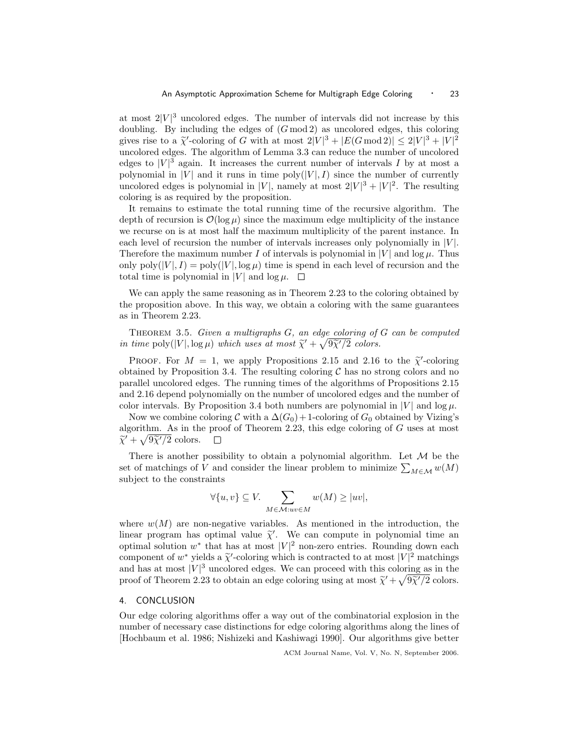at most $2|V|^3$ uncolored edges. The number of intervals did not increase by this doubling. By including the edges of $(G \bmod 2)$ as uncolored edges, this coloring gives rise to a $\widetilde{\chi}'$-coloring of $G$ with at most $2|V|^3 + |E(G \bmod 2)| \leq 2|V|^3 + |V|^2$ uncolored edges. The algorithm of Lemma 3.3 can reduce the number of uncolored edges to $|V|^3$ again. It increases the current number of intervals $I$ by at most a polynomial in $|V|$ and it runs in time $\operatorname{poly}(|V|, I)$ since the number of currently uncolored edges is polynomial in $|V|$, namely at most $2|V|^3 + |V|^2$. The resulting coloring is as required by the proposition.

It remains to estimate the total running time of the recursive algorithm. The depth of recursion is $\mathcal{O}(\log \mu)$ since the maximum edge multiplicity of the instance we recurse on is at most half the maximum multiplicity of the parent instance. In each level of recursion the number of intervals increases only polynomially in $|V|$. Therefore the maximum number $I$ of intervals is polynomial in $|V|$ and $\log \mu$. Thus only $\operatorname{poly}(|V|, I) = \operatorname{poly}(|V|, \log \mu)$ time is spend in each level of recursion and the total time is polynomial in $|V|$ and $\log \mu$. $\square$

We can apply the same reasoning as in Theorem 2.23 to the coloring obtained by the proposition above. In this way, we obtain a coloring with the same guarantees as in Theorem 2.23.

THEOREM 3.5. *Given a multigraphs $G$, an edge coloring of $G$ can be computed in time $\operatorname{poly}(|V|, \log \mu)$ which uses at most $\widetilde{\chi}' + \sqrt{9\widetilde{\chi}'/2}$ colors.*

PROOF. For $M = 1$, we apply Propositions 2.15 and 2.16 to the $\widetilde{\chi}'$-coloring obtained by Proposition 3.4. The resulting coloring $\mathcal{C}$ has no strong colors and no parallel uncolored edges. The running times of the algorithms of Propositions 2.15 and 2.16 depend polynomially on the number of uncolored edges and the number of color intervals. By Proposition 3.4 both numbers are polynomial in $|V|$ and $\log \mu$.

Now we combine coloring $\mathcal{C}$ with a $\Delta(G_0)+1$-coloring of $G_0$ obtained by Vizing's algorithm. As in the proof of Theorem 2.23, this edge coloring of $G$ uses at most $\widetilde{\chi}' + \sqrt{9\widetilde{\chi}'/2}$ colors. $\square$

There is another possibility to obtain a polynomial algorithm. Let $\mathcal{M}$ be the set of matchings of $V$ and consider the linear problem to minimize $\sum_{M \in \mathcal{M}} w(M)$ subject to the constraints

$$\forall \{u, v\} \subseteq V. \sum_{M \in \mathcal{M} : uv \in M} w(M) \geq |uv|,$$

where $w(M)$ are non-negative variables. As mentioned in the introduction, the linear program has optimal value $\widetilde{\chi}'$. We can compute in polynomial time an optimal solution $w^*$ that has at most $|V|^2$ non-zero entries. Rounding down each component of $w^*$ yields a $\widetilde{\chi}'$-coloring which is contracted to at most $|V|^2$ matchings and has at most $|V|^3$ uncolored edges. We can proceed with this coloring as in the proof of Theorem 2.23 to obtain an edge coloring using at most $\widetilde{\chi}' + \sqrt{9\widetilde{\chi}'/2}$ colors.

## 4. CONCLUSION

Our edge coloring algorithms offer a way out of the combinatorial explosion in the number of necessary case distinctions for edge coloring algorithms along the lines of [Hochbaum et al. 1986; Nishizeki and Kashiwagi 1990]. Our algorithms give better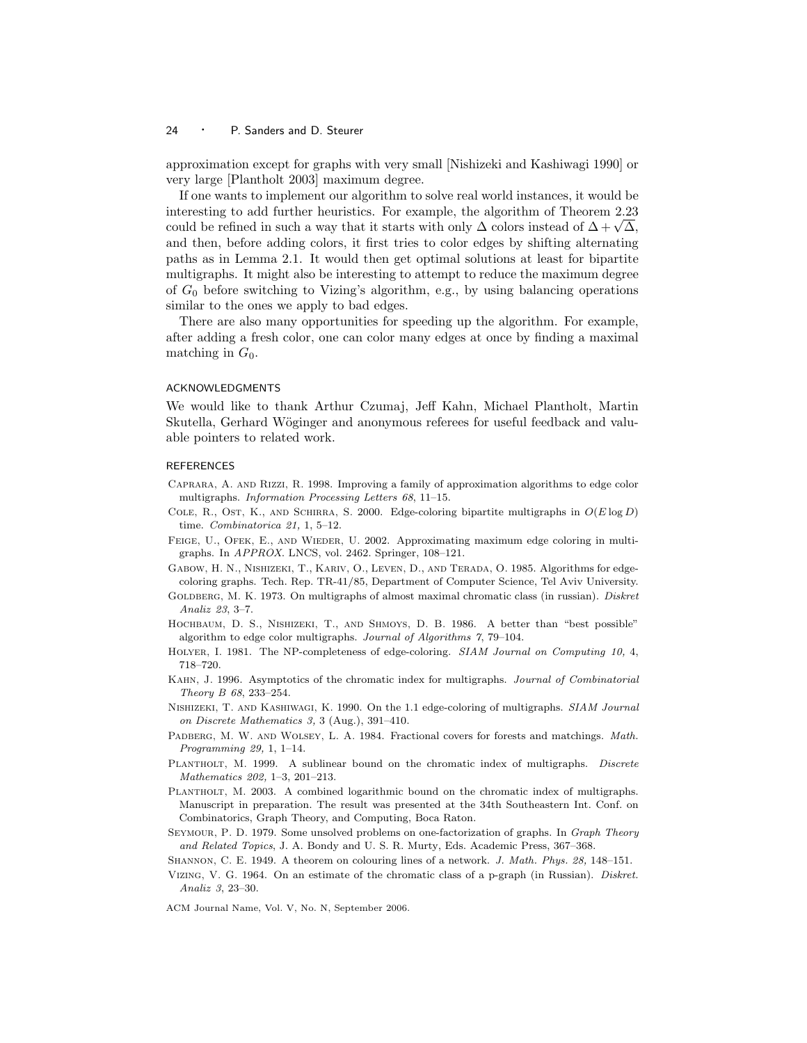approximation except for graphs with very small [Nishizeki and Kashiwagi 1990] or very large [Plantholt 2003] maximum degree.

If one wants to implement our algorithm to solve real world instances, it would be interesting to add further heuristics. For example, the algorithm of Theorem 2.23 could be refined in such a way that it starts with only $\Delta$ colors instead of $\Delta + \sqrt{\Delta}$, and then, before adding colors, it first tries to color edges by shifting alternating paths as in Lemma 2.1. It would then get optimal solutions at least for bipartite multigraphs. It might also be interesting to attempt to reduce the maximum degree of $G_0$ before switching to Vizing's algorithm, e.g., by using balancing operations similar to the ones we apply to bad edges.

There are also many opportunities for speeding up the algorithm. For example, after adding a fresh color, one can color many edges at once by finding a maximal matching in $G_0$.

## ACKNOWLEDGMENTS

We would like to thank Arthur Czumaj, Jeff Kahn, Michael Plantholt, Martin Skutella, Gerhard Wöginger and anonymous referees for useful feedback and valuable pointers to related work.

## REFERENCES

Caprara, A. and Rizzi, R. 1998. Improving a family of approximation algorithms to edge color multigraphs. *Information Processing Letters 68*, 11–15.

Cole, R., Ost, K., and Schirra, S. 2000. Edge-coloring bipartite multigraphs in $O(E \log D)$ time. *Combinatorica 21,* 1, 5–12.

Feige, U., Ofek, E., and Wieder, U. 2002. Approximating maximum edge coloring in multigraphs. In *APPROX*. LNCS, vol. 2462. Springer, 108–121.

Gabow, H. N., Nishizeki, T., Kariv, O., Leven, D., and Terada, O. 1985. Algorithms for edge-coloring graphs. Tech. Rep. TR-41/85, Department of Computer Science, Tel Aviv University.

Goldberg, M. K. 1973. On multigraphs of almost maximal chromatic class (in russian). *Diskret Analiz 23*, 3–7.

Hochbaum, D. S., Nishizeki, T., and Shmoys, D. B. 1986. A better than "best possible" algorithm to edge color multigraphs. *Journal of Algorithms 7*, 79–104.

Holyer, I. 1981. The NP-completeness of edge-coloring. *SIAM Journal on Computing 10,* 4, 718–720.

Kahn, J. 1996. Asymptotics of the chromatic index for multigraphs. *Journal of Combinatorial Theory B 68*, 233–254.

Nishizeki, T. and Kashiwagi, K. 1990. On the 1.1 edge-coloring of multigraphs. *SIAM Journal on Discrete Mathematics 3,* 3 (Aug.), 391–410.

Padberg, M. W. and Wolsey, L. A. 1984. Fractional covers for forests and matchings. *Math. Programming 29,* 1, 1–14.

Plantholt, M. 1999. A sublinear bound on the chromatic index of multigraphs. *Discrete Mathematics 202,* 1–3, 201–213.

Plantholt, M. 2003. A combined logarithmic bound on the chromatic index of multigraphs. Manuscript in preparation. The result was presented at the 34th Southeastern Int. Conf. on Combinatorics, Graph Theory, and Computing, Boca Raton.

Seymour, P. D. 1979. Some unsolved problems on one-factorization of graphs. In *Graph Theory and Related Topics*, J. A. Bondy and U. S. R. Murty, Eds. Academic Press, 367–368.

Shannon, C. E. 1949. A theorem on colouring lines of a network. *J. Math. Phys. 28,* 148–151.

Vizing, V. G. 1964. On an estimate of the chromatic class of a p-graph (in Russian). *Diskret. Analiz 3*, 23–30.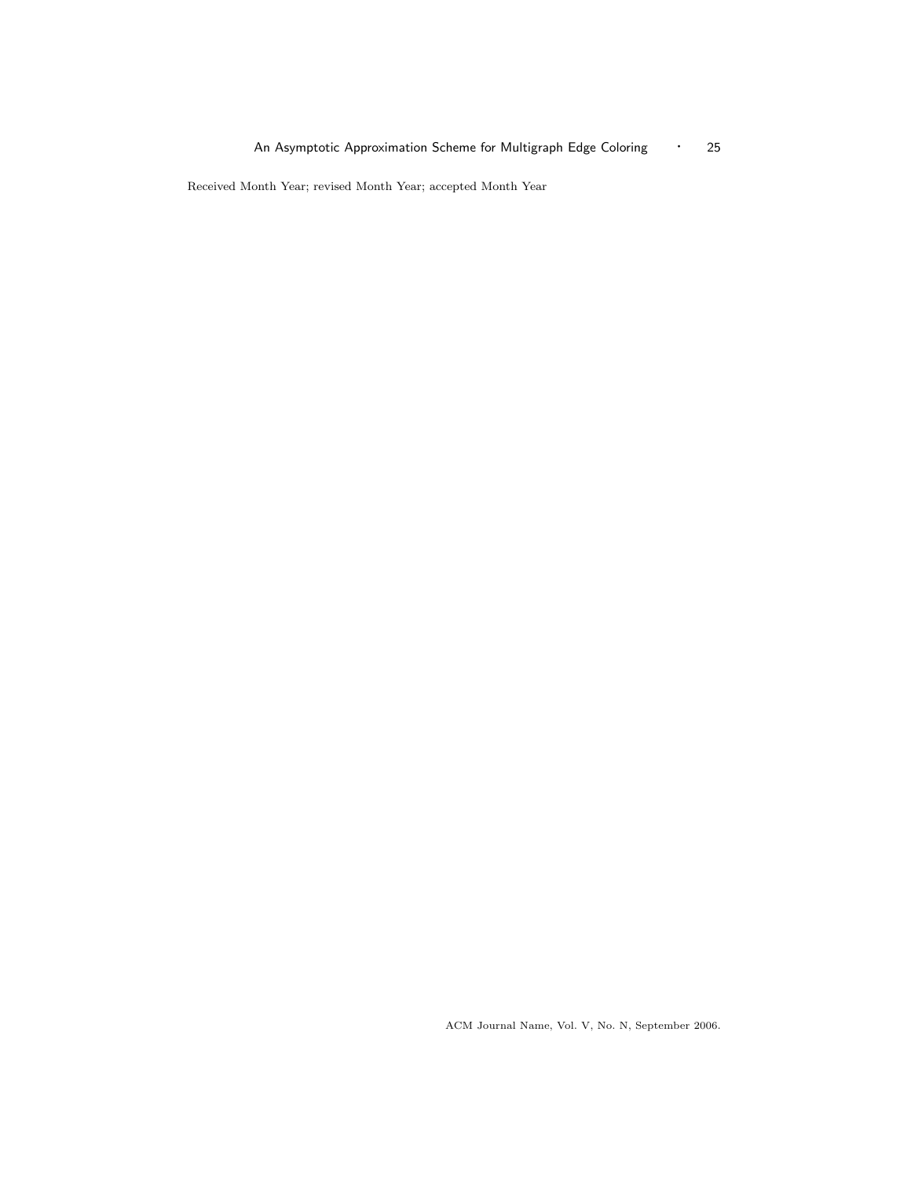Received Month Year; revised Month Year; accepted Month Year